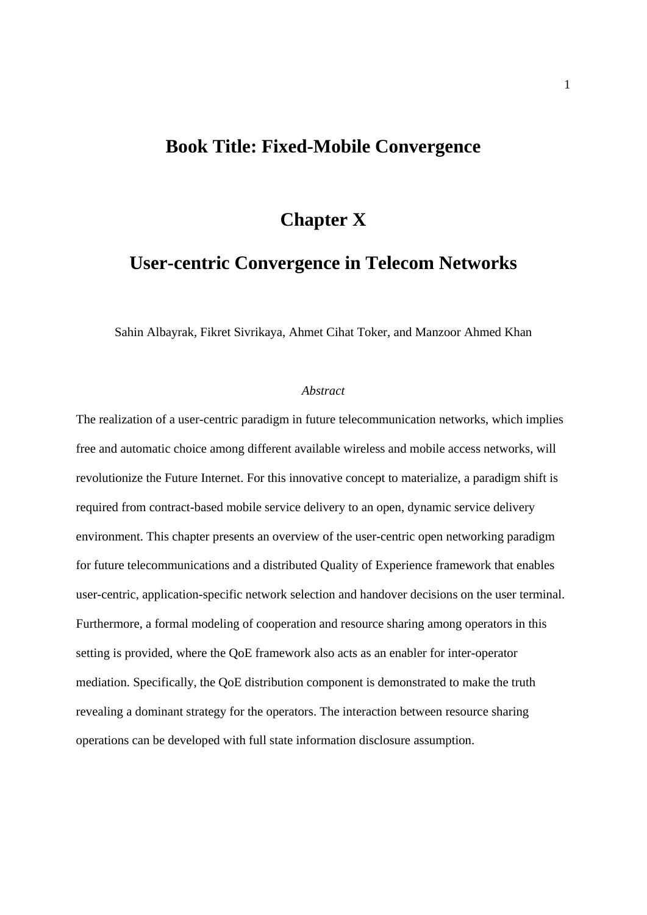# Book Title: Fixed-Mobile Convergence

## Chapter X

## User-centric Convergence in Telecom Networks

Sahin Albayrak, Fikret Sivrikaya, Ahmet Cihat Toker, and Manzoor Ahmed Khan

*Abstract*

The realization of a user-centric paradigm in future telecommunication networks, which implies free and automatic choice among different available wireless and mobile access networks, will revolutionize the Future Internet. For this innovative concept to materialize, a paradigm shift is required from contract-based mobile service delivery to an open, dynamic service delivery environment. This chapter presents an overview of the user-centric open networking paradigm for future telecommunications and a distributed Quality of Experience framework that enables user-centric, application-specific network selection and handover decisions on the user terminal. Furthermore, a formal modeling of cooperation and resource sharing among operators in this setting is provided, where the QoE framework also acts as an enabler for inter-operator mediation. Specifically, the QoE distribution component is demonstrated to make the truth revealing a dominant strategy for the operators. The interaction between resource sharing operations can be developed with full state information disclosure assumption.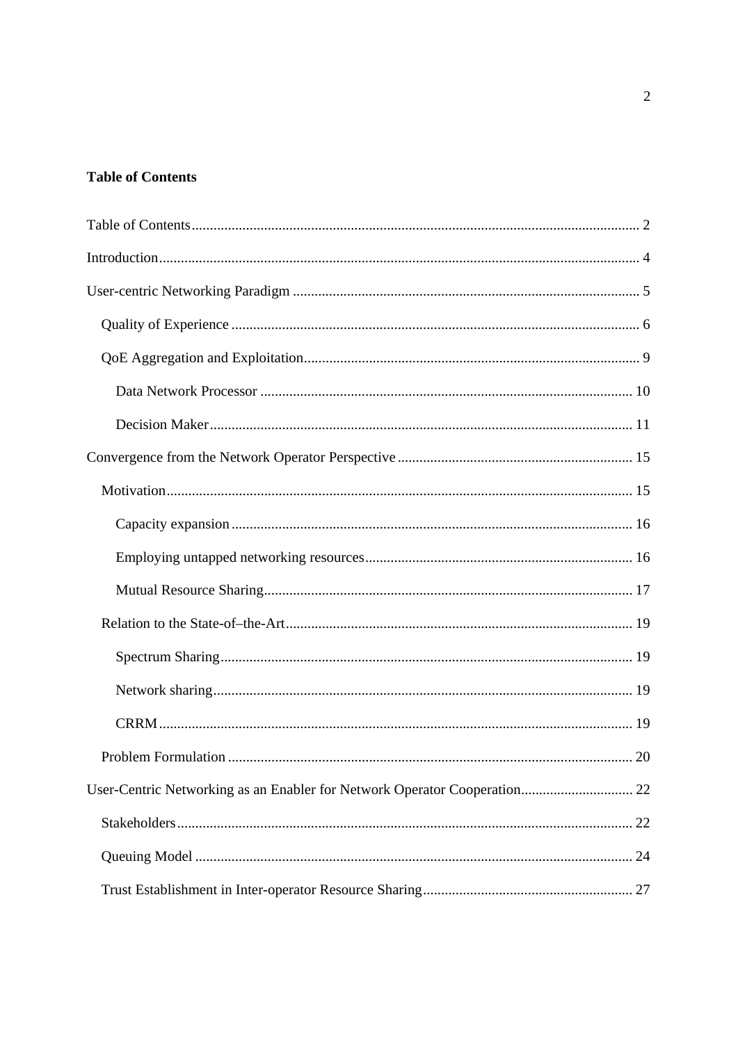**Table of Contents**

Table of Contents ........................................................................................................................ 2

Introduction................................................................................................................................ 4

User-centric Networking Paradigm ............................................................................................. 5

 Quality of Experience ............................................................................................................. 6

 QoE Aggregation and Exploitation......................................................................................... 9

  Data Network Processor ..................................................................................................... 10

  Decision Maker.................................................................................................................... 11

Convergence from the Network Operator Perspective ............................................................... 15

 Motivation.............................................................................................................................. 15

  Capacity expansion ............................................................................................................ 16

  Employing untapped networking resources........................................................................ 16

  Mutual Resource Sharing.................................................................................................... 17

 Relation to the State-of–the-Art.............................................................................................. 19

  Spectrum Sharing................................................................................................................ 19

  Network sharing.................................................................................................................. 19

  CRRM................................................................................................................................. 19

 Problem Formulation ............................................................................................................. 20

User-Centric Networking as an Enabler for Network Operator Cooperation.............................. 22

 Stakeholders........................................................................................................................... 22

 Queuing Model ...................................................................................................................... 24

 Trust Establishment in Inter-operator Resource Sharing........................................................ 27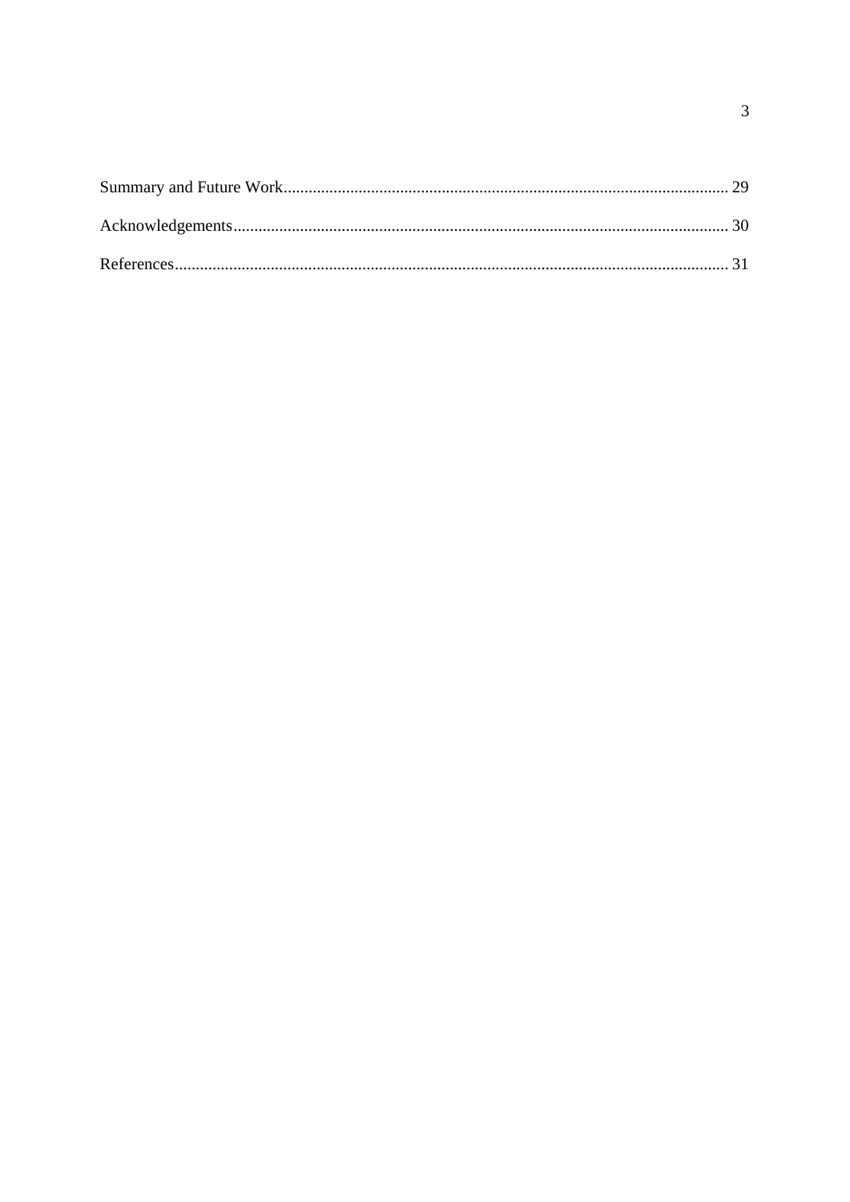Summary and Future Work........................................................................................................ 29

Acknowledgements.................................................................................................................... 30

References.................................................................................................................................. 31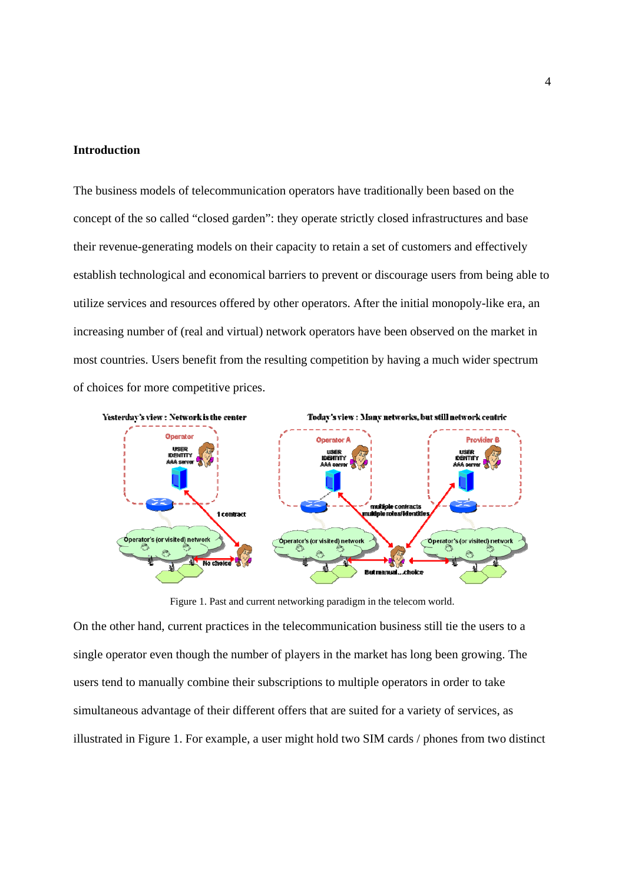## Introduction

The business models of telecommunication operators have traditionally been based on the concept of the so called "closed garden": they operate strictly closed infrastructures and base their revenue-generating models on their capacity to retain a set of customers and effectively establish technological and economical barriers to prevent or discourage users from being able to utilize services and resources offered by other operators. After the initial monopoly-like era, an increasing number of (real and virtual) network operators have been observed on the market in most countries. Users benefit from the resulting competition by having a much wider spectrum of choices for more competitive prices.

Figure 1. Past and current networking paradigm in the telecom world.

On the other hand, current practices in the telecommunication business still tie the users to a single operator even though the number of players in the market has long been growing. The users tend to manually combine their subscriptions to multiple operators in order to take simultaneous advantage of their different offers that are suited for a variety of services, as illustrated in Figure 1. For example, a user might hold two SIM cards / phones from two distinct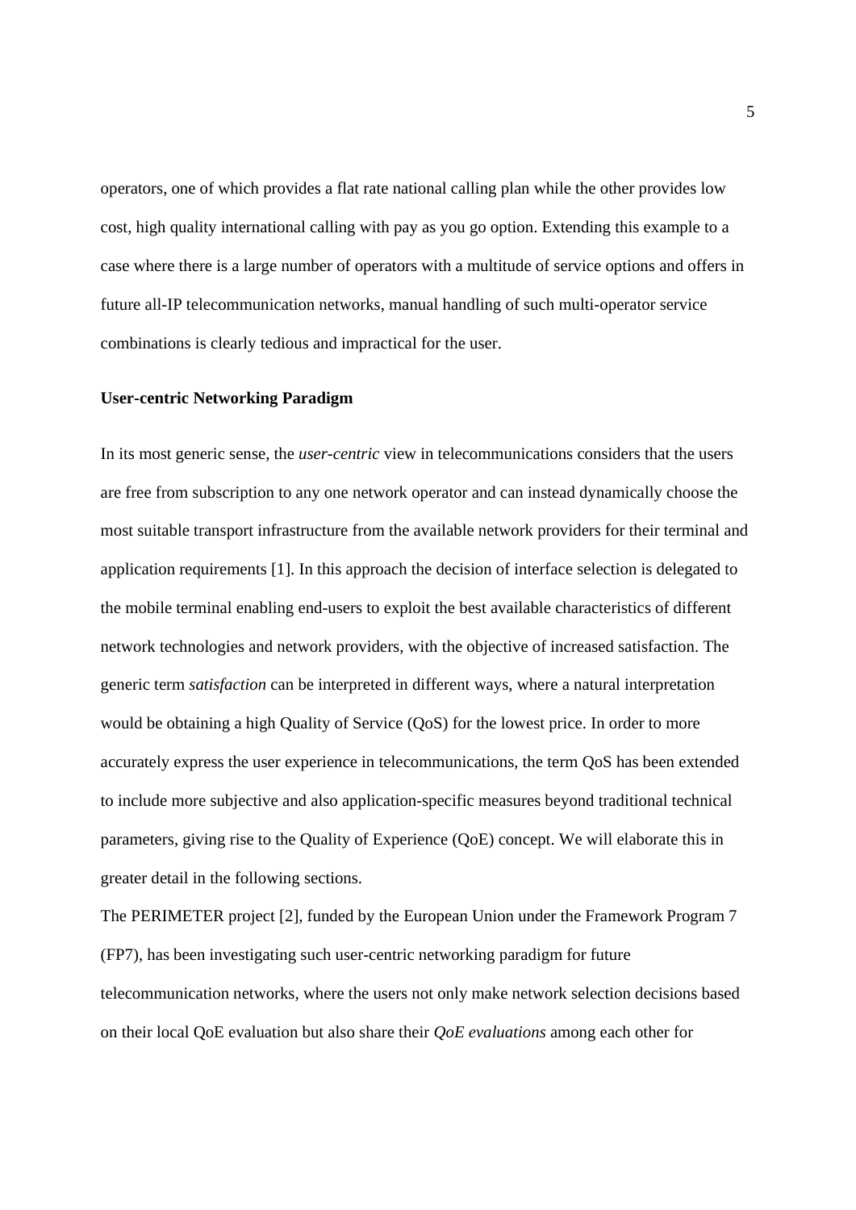operators, one of which provides a flat rate national calling plan while the other provides low cost, high quality international calling with pay as you go option. Extending this example to a case where there is a large number of operators with a multitude of service options and offers in future all-IP telecommunication networks, manual handling of such multi-operator service combinations is clearly tedious and impractical for the user.

**User-centric Networking Paradigm**

In its most generic sense, the *user-centric* view in telecommunications considers that the users are free from subscription to any one network operator and can instead dynamically choose the most suitable transport infrastructure from the available network providers for their terminal and application requirements [1]. In this approach the decision of interface selection is delegated to the mobile terminal enabling end-users to exploit the best available characteristics of different network technologies and network providers, with the objective of increased satisfaction. The generic term *satisfaction* can be interpreted in different ways, where a natural interpretation would be obtaining a high Quality of Service (QoS) for the lowest price. In order to more accurately express the user experience in telecommunications, the term QoS has been extended to include more subjective and also application-specific measures beyond traditional technical parameters, giving rise to the Quality of Experience (QoE) concept. We will elaborate this in greater detail in the following sections.

The PERIMETER project [2], funded by the European Union under the Framework Program 7 (FP7), has been investigating such user-centric networking paradigm for future telecommunication networks, where the users not only make network selection decisions based on their local QoE evaluation but also share their *QoE evaluations* among each other for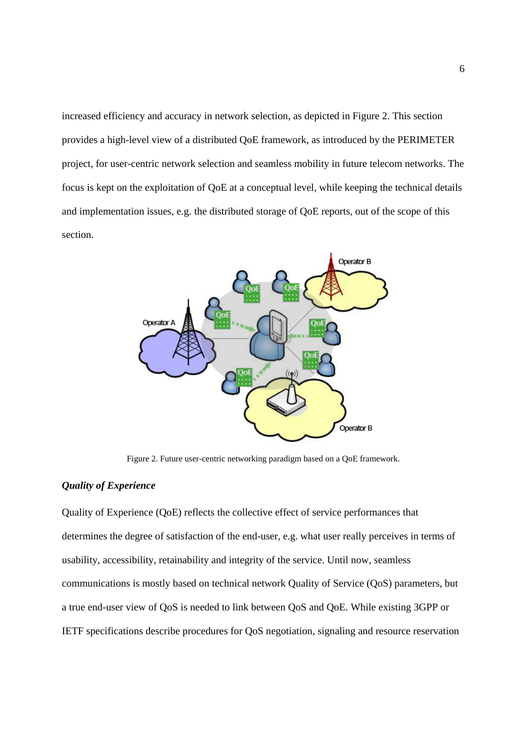increased efficiency and accuracy in network selection, as depicted in Figure 2. This section provides a high-level view of a distributed QoE framework, as introduced by the PERIMETER project, for user-centric network selection and seamless mobility in future telecom networks. The focus is kept on the exploitation of QoE at a conceptual level, while keeping the technical details and implementation issues, e.g. the distributed storage of QoE reports, out of the scope of this section.

Figure 2. Future user-centric networking paradigm based on a QoE framework.

### *Quality of Experience*

Quality of Experience (QoE) reflects the collective effect of service performances that determines the degree of satisfaction of the end-user, e.g. what user really perceives in terms of usability, accessibility, retainability and integrity of the service. Until now, seamless communications is mostly based on technical network Quality of Service (QoS) parameters, but a true end-user view of QoS is needed to link between QoS and QoE. While existing 3GPP or IETF specifications describe procedures for QoS negotiation, signaling and resource reservation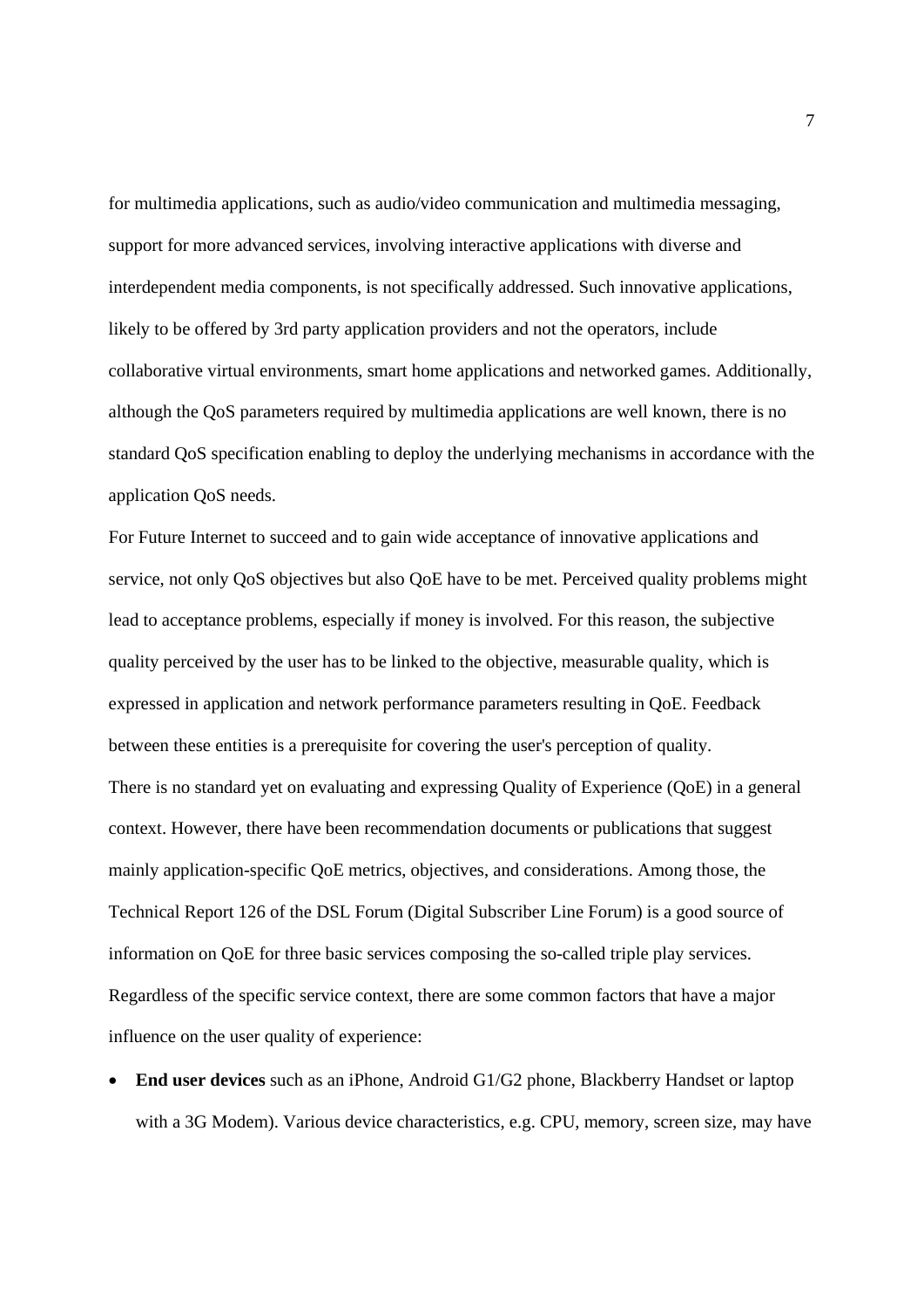for multimedia applications, such as audio/video communication and multimedia messaging, support for more advanced services, involving interactive applications with diverse and interdependent media components, is not specifically addressed. Such innovative applications, likely to be offered by 3rd party application providers and not the operators, include collaborative virtual environments, smart home applications and networked games. Additionally, although the QoS parameters required by multimedia applications are well known, there is no standard QoS specification enabling to deploy the underlying mechanisms in accordance with the application QoS needs.

For Future Internet to succeed and to gain wide acceptance of innovative applications and service, not only QoS objectives but also QoE have to be met. Perceived quality problems might lead to acceptance problems, especially if money is involved. For this reason, the subjective quality perceived by the user has to be linked to the objective, measurable quality, which is expressed in application and network performance parameters resulting in QoE. Feedback between these entities is a prerequisite for covering the user's perception of quality.

There is no standard yet on evaluating and expressing Quality of Experience (QoE) in a general context. However, there have been recommendation documents or publications that suggest mainly application-specific QoE metrics, objectives, and considerations. Among those, the Technical Report 126 of the DSL Forum (Digital Subscriber Line Forum) is a good source of information on QoE for three basic services composing the so-called triple play services. Regardless of the specific service context, there are some common factors that have a major influence on the user quality of experience:

- **End user devices** such as an iPhone, Android G1/G2 phone, Blackberry Handset or laptop with a 3G Modem). Various device characteristics, e.g. CPU, memory, screen size, may have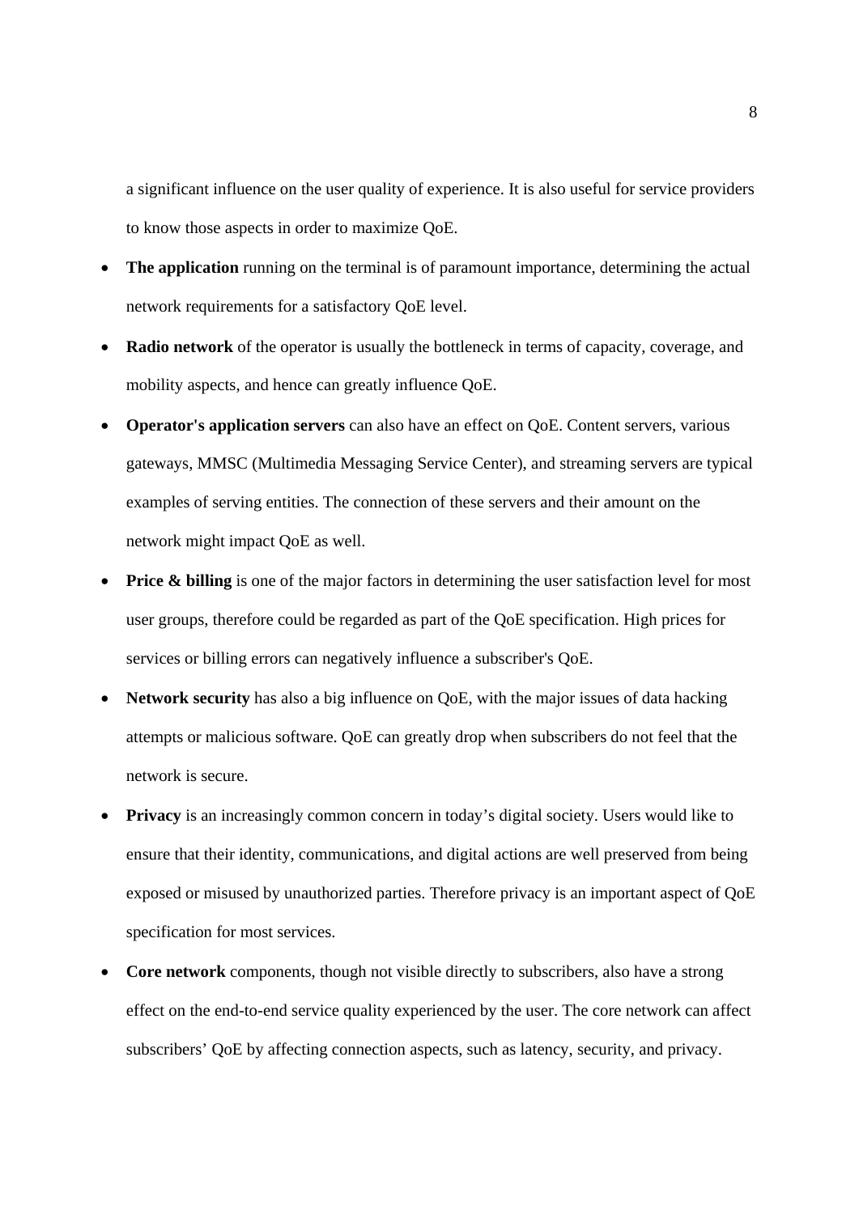a significant influence on the user quality of experience. It is also useful for service providers to know those aspects in order to maximize QoE.

- **The application** running on the terminal is of paramount importance, determining the actual network requirements for a satisfactory QoE level.
- **Radio network** of the operator is usually the bottleneck in terms of capacity, coverage, and mobility aspects, and hence can greatly influence QoE.
- **Operator's application servers** can also have an effect on QoE. Content servers, various gateways, MMSC (Multimedia Messaging Service Center), and streaming servers are typical examples of serving entities. The connection of these servers and their amount on the network might impact QoE as well.
- **Price & billing** is one of the major factors in determining the user satisfaction level for most user groups, therefore could be regarded as part of the QoE specification. High prices for services or billing errors can negatively influence a subscriber's QoE.
- **Network security** has also a big influence on QoE, with the major issues of data hacking attempts or malicious software. QoE can greatly drop when subscribers do not feel that the network is secure.
- **Privacy** is an increasingly common concern in today's digital society. Users would like to ensure that their identity, communications, and digital actions are well preserved from being exposed or misused by unauthorized parties. Therefore privacy is an important aspect of QoE specification for most services.
- **Core network** components, though not visible directly to subscribers, also have a strong effect on the end-to-end service quality experienced by the user. The core network can affect subscribers' QoE by affecting connection aspects, such as latency, security, and privacy.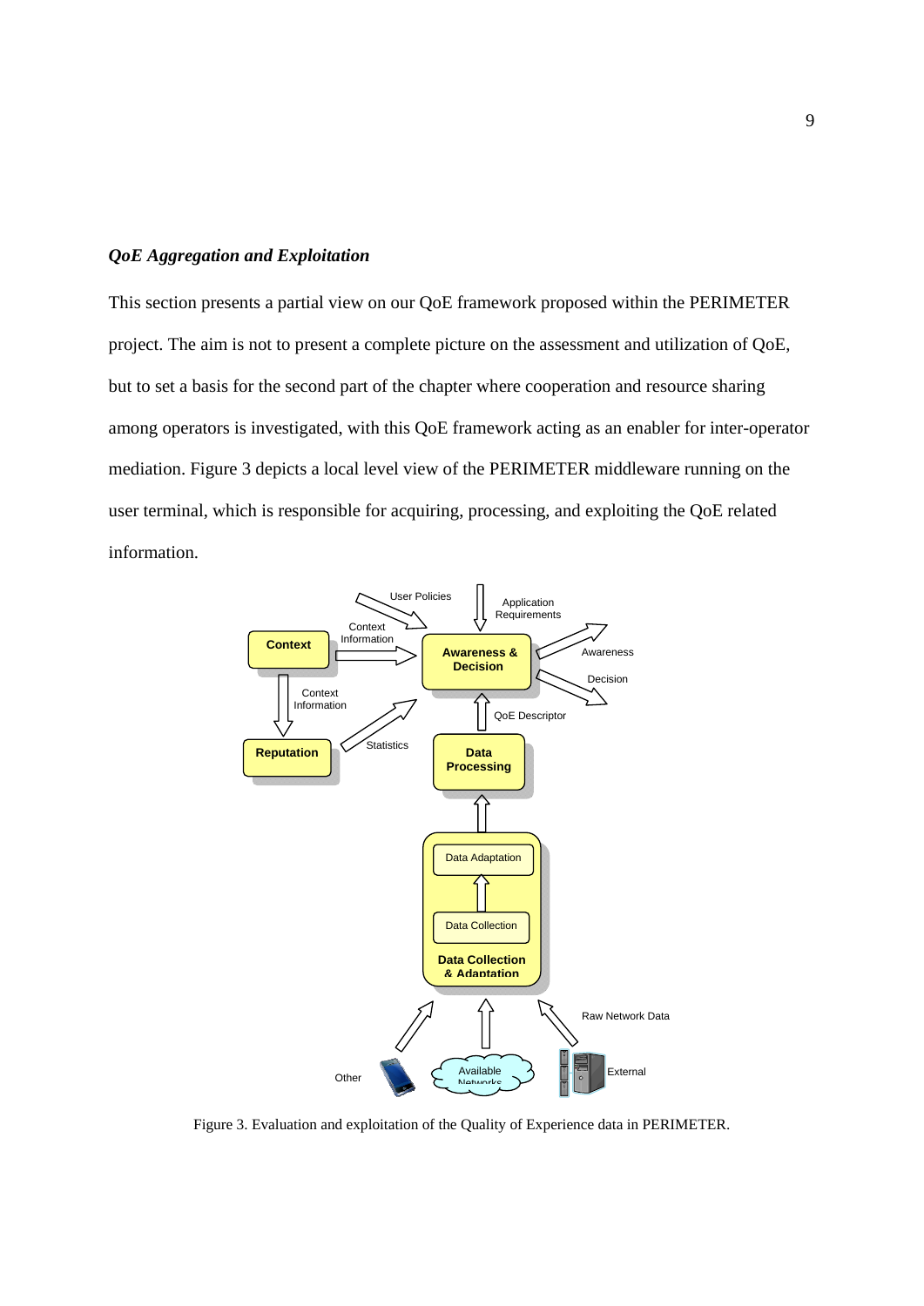### *QoE Aggregation and Exploitation*

This section presents a partial view on our QoE framework proposed within the PERIMETER project. The aim is not to present a complete picture on the assessment and utilization of QoE, but to set a basis for the second part of the chapter where cooperation and resource sharing among operators is investigated, with this QoE framework acting as an enabler for inter-operator mediation. Figure 3 depicts a local level view of the PERIMETER middleware running on the user terminal, which is responsible for acquiring, processing, and exploiting the QoE related information.

Figure 3. Evaluation and exploitation of the Quality of Experience data in PERIMETER.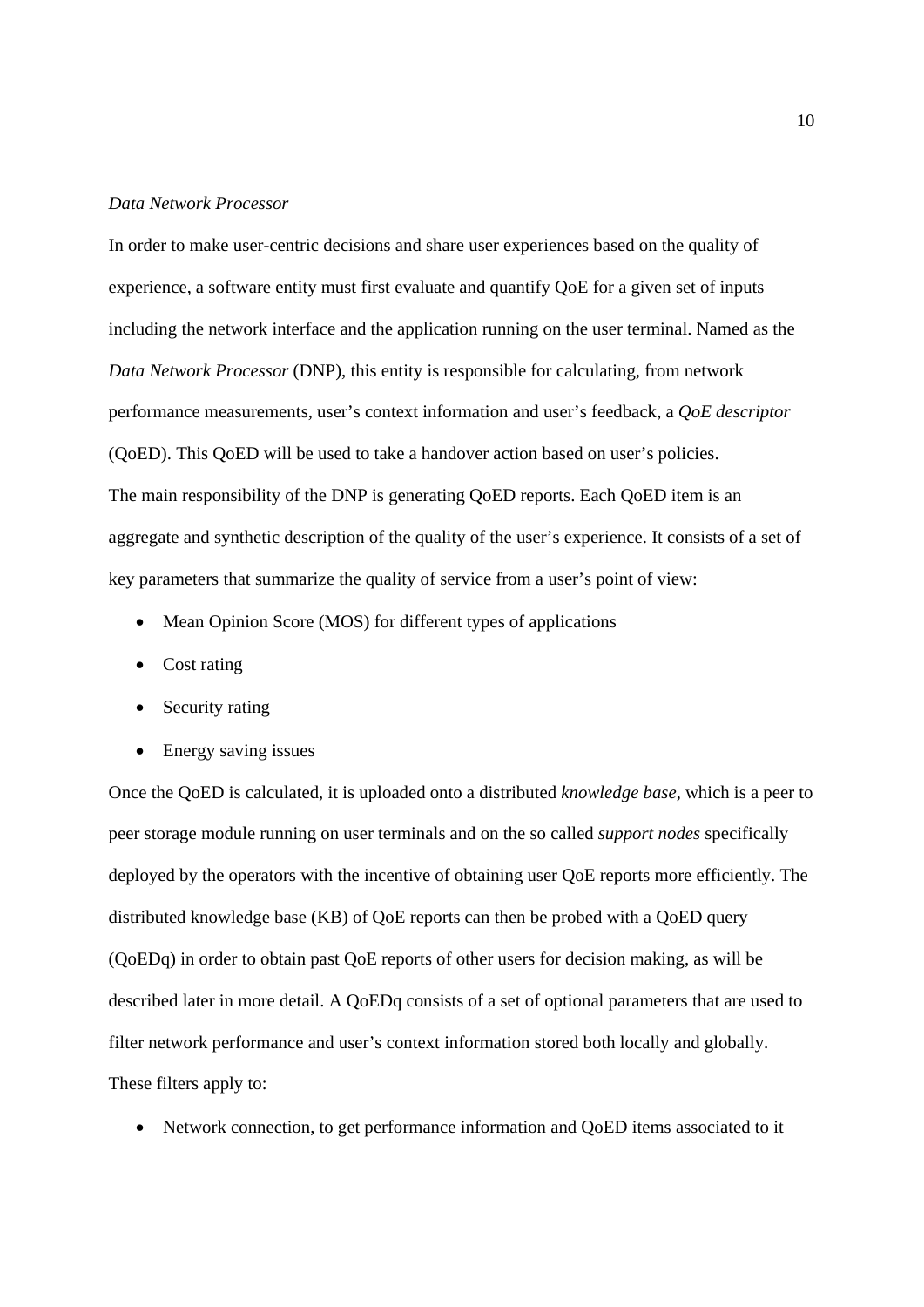*Data Network Processor*

In order to make user-centric decisions and share user experiences based on the quality of experience, a software entity must first evaluate and quantify QoE for a given set of inputs including the network interface and the application running on the user terminal. Named as the *Data Network Processor* (DNP), this entity is responsible for calculating, from network performance measurements, user's context information and user's feedback, a *QoE descriptor* (QoED). This QoED will be used to take a handover action based on user's policies.

The main responsibility of the DNP is generating QoED reports. Each QoED item is an aggregate and synthetic description of the quality of the user's experience. It consists of a set of key parameters that summarize the quality of service from a user's point of view:

- Mean Opinion Score (MOS) for different types of applications
- Cost rating
- Security rating
- Energy saving issues

Once the QoED is calculated, it is uploaded onto a distributed *knowledge base*, which is a peer to peer storage module running on user terminals and on the so called *support nodes* specifically deployed by the operators with the incentive of obtaining user QoE reports more efficiently. The distributed knowledge base (KB) of QoE reports can then be probed with a QoED query (QoEDq) in order to obtain past QoE reports of other users for decision making, as will be described later in more detail. A QoEDq consists of a set of optional parameters that are used to filter network performance and user's context information stored both locally and globally. These filters apply to:

- Network connection, to get performance information and QoED items associated to it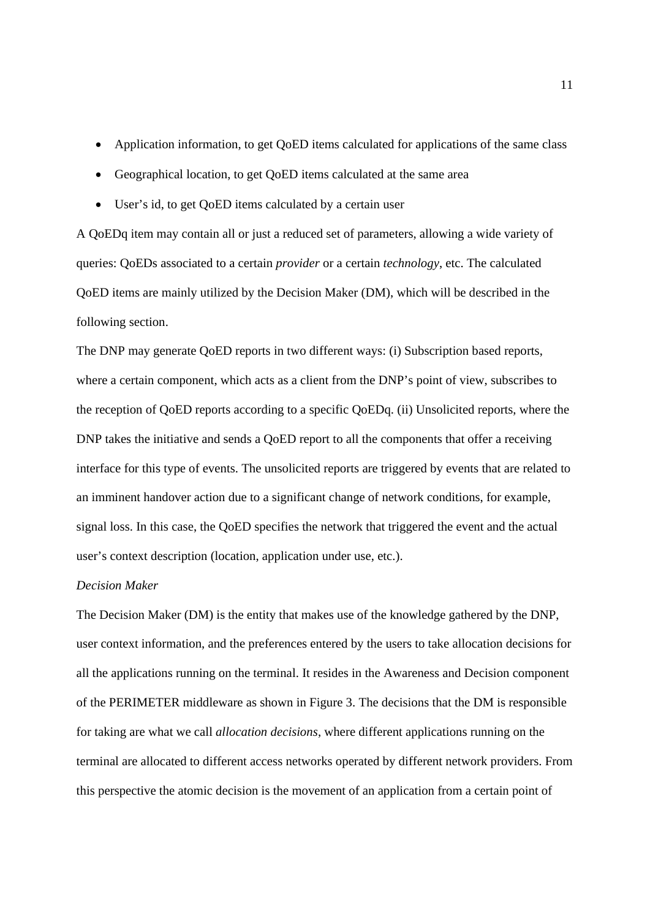- Application information, to get QoED items calculated for applications of the same class
- Geographical location, to get QoED items calculated at the same area
- User's id, to get QoED items calculated by a certain user

A QoEDq item may contain all or just a reduced set of parameters, allowing a wide variety of queries: QoEDs associated to a certain *provider* or a certain *technology*, etc. The calculated QoED items are mainly utilized by the Decision Maker (DM), which will be described in the following section.

The DNP may generate QoED reports in two different ways: (i) Subscription based reports, where a certain component, which acts as a client from the DNP's point of view, subscribes to the reception of QoED reports according to a specific QoEDq. (ii) Unsolicited reports, where the DNP takes the initiative and sends a QoED report to all the components that offer a receiving interface for this type of events. The unsolicited reports are triggered by events that are related to an imminent handover action due to a significant change of network conditions, for example, signal loss. In this case, the QoED specifies the network that triggered the event and the actual user's context description (location, application under use, etc.).

*Decision Maker*

The Decision Maker (DM) is the entity that makes use of the knowledge gathered by the DNP, user context information, and the preferences entered by the users to take allocation decisions for all the applications running on the terminal. It resides in the Awareness and Decision component of the PERIMETER middleware as shown in Figure 3. The decisions that the DM is responsible for taking are what we call *allocation decisions*, where different applications running on the terminal are allocated to different access networks operated by different network providers. From this perspective the atomic decision is the movement of an application from a certain point of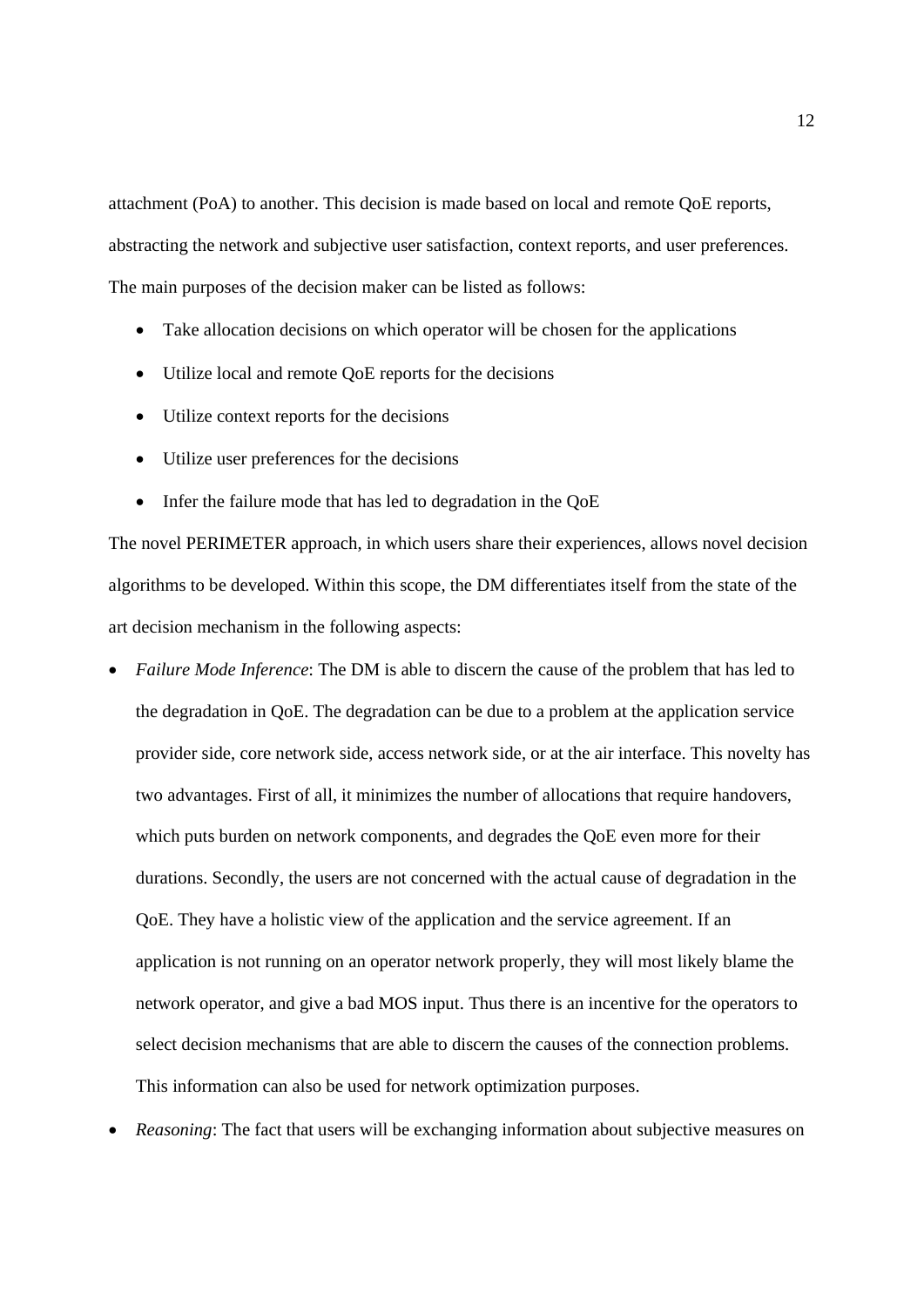attachment (PoA) to another. This decision is made based on local and remote QoE reports, abstracting the network and subjective user satisfaction, context reports, and user preferences. The main purposes of the decision maker can be listed as follows:

- Take allocation decisions on which operator will be chosen for the applications
- Utilize local and remote QoE reports for the decisions
- Utilize context reports for the decisions
- Utilize user preferences for the decisions
- Infer the failure mode that has led to degradation in the QoE

The novel PERIMETER approach, in which users share their experiences, allows novel decision algorithms to be developed. Within this scope, the DM differentiates itself from the state of the art decision mechanism in the following aspects:

- *Failure Mode Inference*: The DM is able to discern the cause of the problem that has led to the degradation in QoE. The degradation can be due to a problem at the application service provider side, core network side, access network side, or at the air interface. This novelty has two advantages. First of all, it minimizes the number of allocations that require handovers, which puts burden on network components, and degrades the QoE even more for their durations. Secondly, the users are not concerned with the actual cause of degradation in the QoE. They have a holistic view of the application and the service agreement. If an application is not running on an operator network properly, they will most likely blame the network operator, and give a bad MOS input. Thus there is an incentive for the operators to select decision mechanisms that are able to discern the causes of the connection problems. This information can also be used for network optimization purposes.
- *Reasoning*: The fact that users will be exchanging information about subjective measures on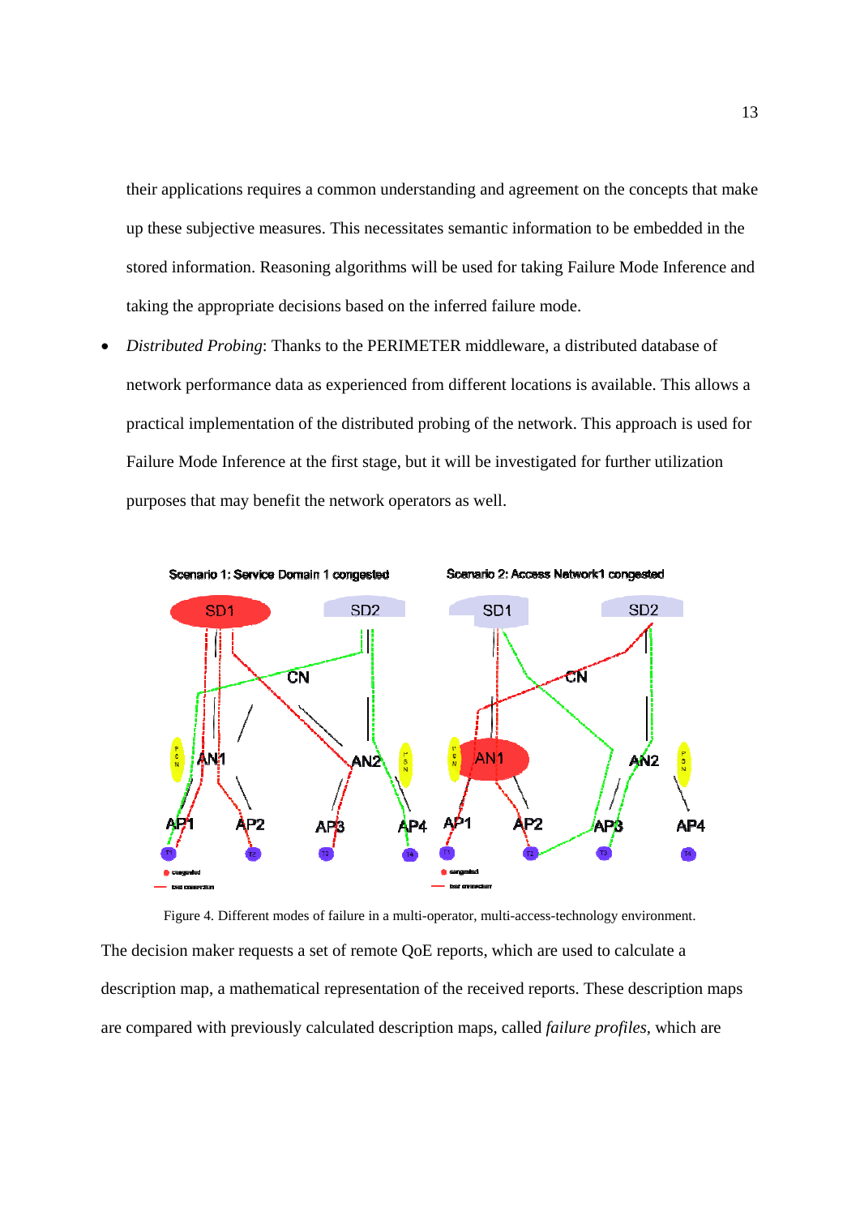their applications requires a common understanding and agreement on the concepts that make up these subjective measures. This necessitates semantic information to be embedded in the stored information. Reasoning algorithms will be used for taking Failure Mode Inference and taking the appropriate decisions based on the inferred failure mode.

- *Distributed Probing*: Thanks to the PERIMETER middleware, a distributed database of network performance data as experienced from different locations is available. This allows a practical implementation of the distributed probing of the network. This approach is used for Failure Mode Inference at the first stage, but it will be investigated for further utilization purposes that may benefit the network operators as well.

Figure 4. Different modes of failure in a multi-operator, multi-access-technology environment.

The decision maker requests a set of remote QoE reports, which are used to calculate a description map, a mathematical representation of the received reports. These description maps are compared with previously calculated description maps, called *failure profiles*, which are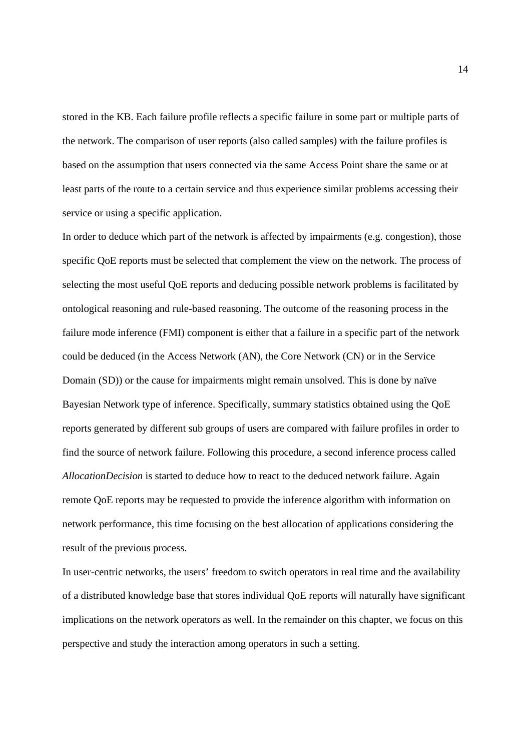stored in the KB. Each failure profile reflects a specific failure in some part or multiple parts of the network. The comparison of user reports (also called samples) with the failure profiles is based on the assumption that users connected via the same Access Point share the same or at least parts of the route to a certain service and thus experience similar problems accessing their service or using a specific application.

In order to deduce which part of the network is affected by impairments (e.g. congestion), those specific QoE reports must be selected that complement the view on the network. The process of selecting the most useful QoE reports and deducing possible network problems is facilitated by ontological reasoning and rule-based reasoning. The outcome of the reasoning process in the failure mode inference (FMI) component is either that a failure in a specific part of the network could be deduced (in the Access Network (AN), the Core Network (CN) or in the Service Domain (SD)) or the cause for impairments might remain unsolved. This is done by naïve Bayesian Network type of inference. Specifically, summary statistics obtained using the QoE reports generated by different sub groups of users are compared with failure profiles in order to find the source of network failure. Following this procedure, a second inference process called *AllocationDecision* is started to deduce how to react to the deduced network failure. Again remote QoE reports may be requested to provide the inference algorithm with information on network performance, this time focusing on the best allocation of applications considering the result of the previous process.

In user-centric networks, the users' freedom to switch operators in real time and the availability of a distributed knowledge base that stores individual QoE reports will naturally have significant implications on the network operators as well. In the remainder on this chapter, we focus on this perspective and study the interaction among operators in such a setting.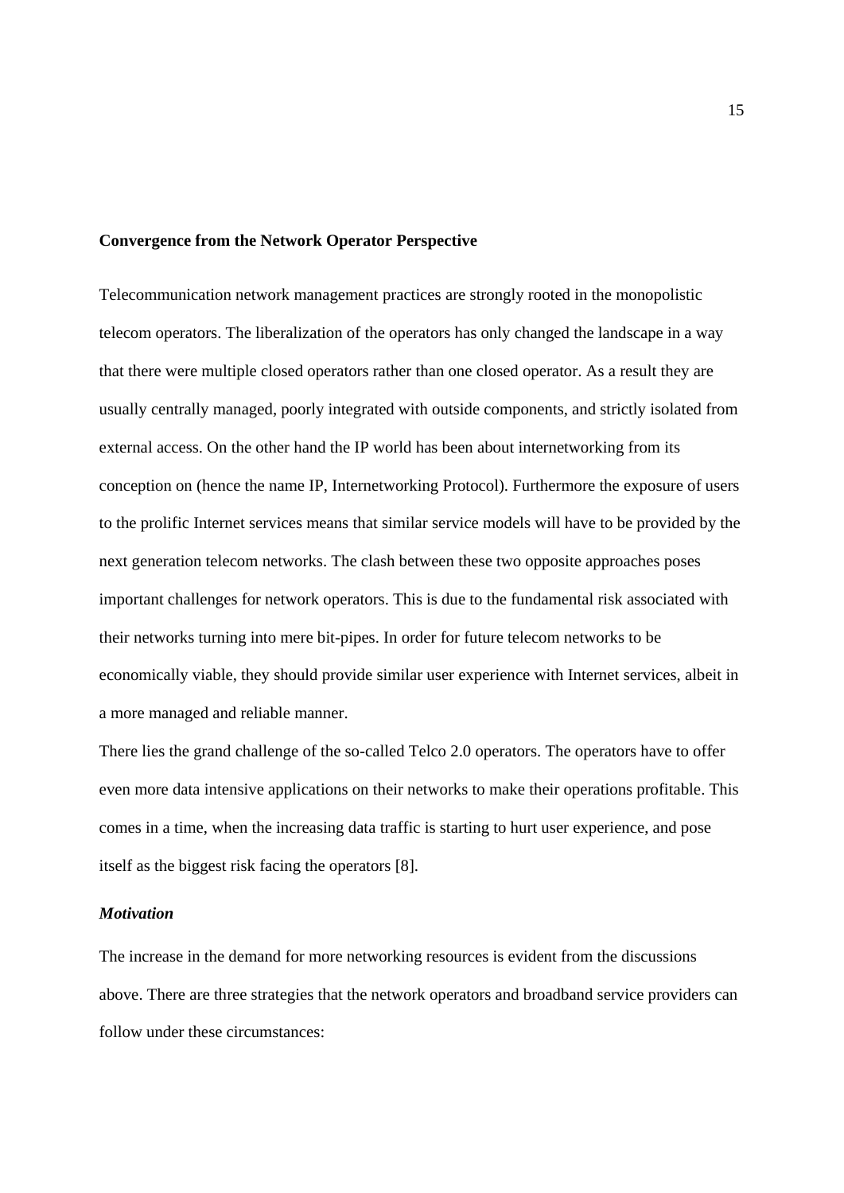**Convergence from the Network Operator Perspective**

Telecommunication network management practices are strongly rooted in the monopolistic telecom operators. The liberalization of the operators has only changed the landscape in a way that there were multiple closed operators rather than one closed operator. As a result they are usually centrally managed, poorly integrated with outside components, and strictly isolated from external access. On the other hand the IP world has been about internetworking from its conception on (hence the name IP, Internetworking Protocol). Furthermore the exposure of users to the prolific Internet services means that similar service models will have to be provided by the next generation telecom networks. The clash between these two opposite approaches poses important challenges for network operators. This is due to the fundamental risk associated with their networks turning into mere bit-pipes. In order for future telecom networks to be economically viable, they should provide similar user experience with Internet services, albeit in a more managed and reliable manner.

There lies the grand challenge of the so-called Telco 2.0 operators. The operators have to offer even more data intensive applications on their networks to make their operations profitable. This comes in a time, when the increasing data traffic is starting to hurt user experience, and pose itself as the biggest risk facing the operators [8].

***Motivation***

The increase in the demand for more networking resources is evident from the discussions above. There are three strategies that the network operators and broadband service providers can follow under these circumstances: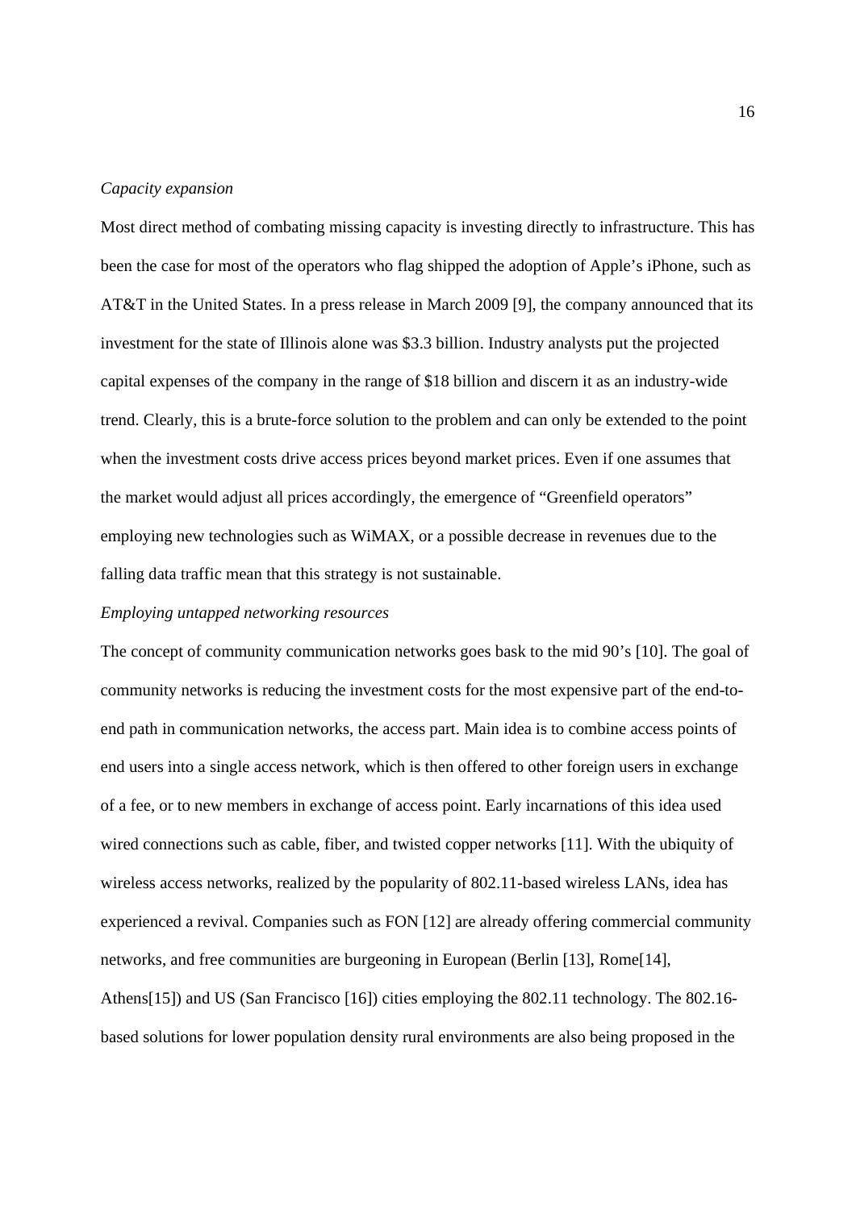*Capacity expansion*

Most direct method of combating missing capacity is investing directly to infrastructure. This has been the case for most of the operators who flag shipped the adoption of Apple's iPhone, such as AT&T in the United States. In a press release in March 2009 [9], the company announced that its investment for the state of Illinois alone was $3.3 billion. Industry analysts put the projected capital expenses of the company in the range of $18 billion and discern it as an industry-wide trend. Clearly, this is a brute-force solution to the problem and can only be extended to the point when the investment costs drive access prices beyond market prices. Even if one assumes that the market would adjust all prices accordingly, the emergence of "Greenfield operators" employing new technologies such as WiMAX, or a possible decrease in revenues due to the falling data traffic mean that this strategy is not sustainable.

*Employing untapped networking resources*

The concept of community communication networks goes bask to the mid 90's [10]. The goal of community networks is reducing the investment costs for the most expensive part of the end-to-end path in communication networks, the access part. Main idea is to combine access points of end users into a single access network, which is then offered to other foreign users in exchange of a fee, or to new members in exchange of access point. Early incarnations of this idea used wired connections such as cable, fiber, and twisted copper networks [11]. With the ubiquity of wireless access networks, realized by the popularity of 802.11-based wireless LANs, idea has experienced a revival. Companies such as FON [12] are already offering commercial community networks, and free communities are burgeoning in European (Berlin [13], Rome[14], Athens[15]) and US (San Francisco [16]) cities employing the 802.11 technology. The 802.16-based solutions for lower population density rural environments are also being proposed in the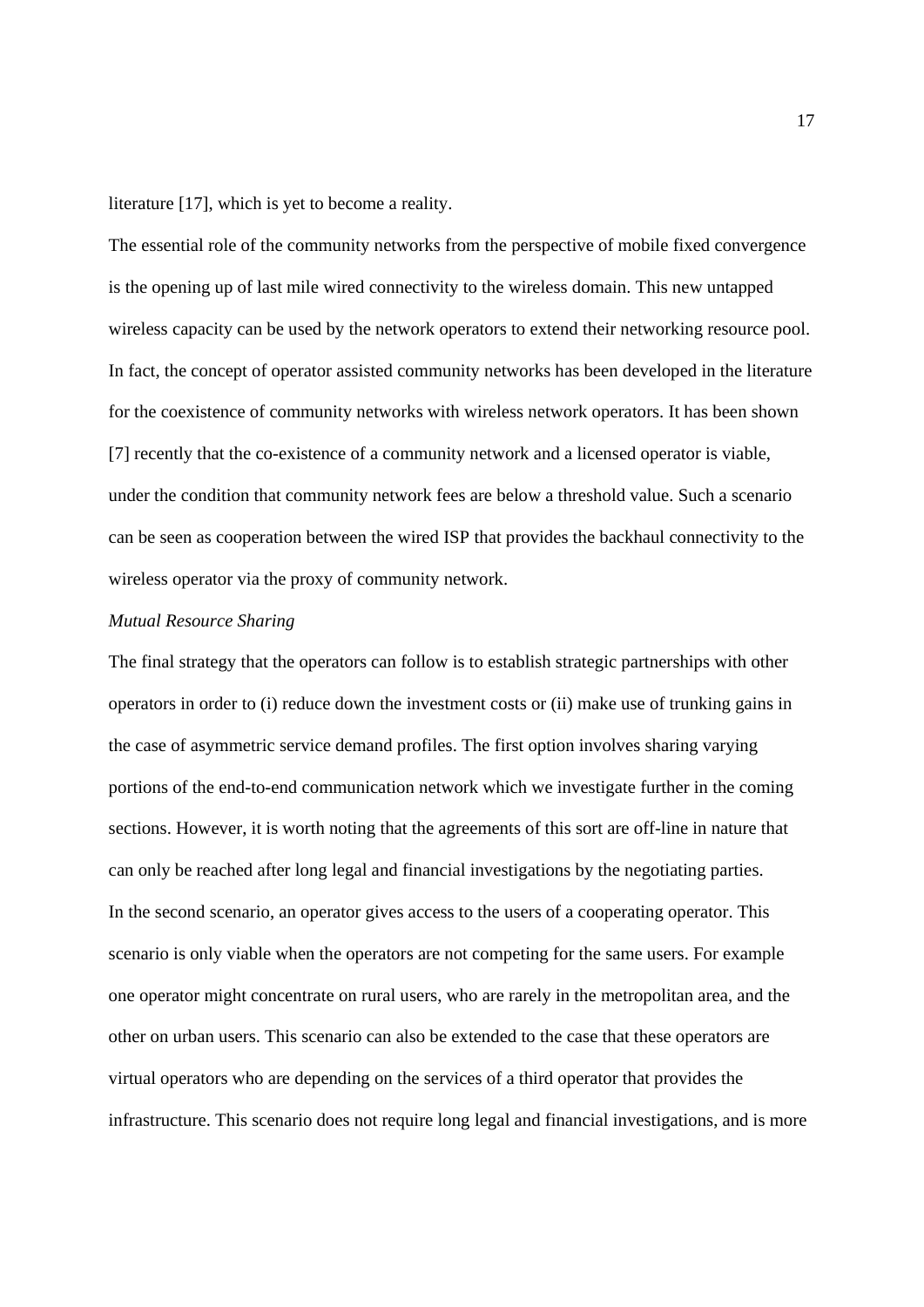literature [17], which is yet to become a reality.

The essential role of the community networks from the perspective of mobile fixed convergence is the opening up of last mile wired connectivity to the wireless domain. This new untapped wireless capacity can be used by the network operators to extend their networking resource pool. In fact, the concept of operator assisted community networks has been developed in the literature for the coexistence of community networks with wireless network operators. It has been shown [7] recently that the co-existence of a community network and a licensed operator is viable, under the condition that community network fees are below a threshold value. Such a scenario can be seen as cooperation between the wired ISP that provides the backhaul connectivity to the wireless operator via the proxy of community network.

*Mutual Resource Sharing*

The final strategy that the operators can follow is to establish strategic partnerships with other operators in order to (i) reduce down the investment costs or (ii) make use of trunking gains in the case of asymmetric service demand profiles. The first option involves sharing varying portions of the end-to-end communication network which we investigate further in the coming sections. However, it is worth noting that the agreements of this sort are off-line in nature that can only be reached after long legal and financial investigations by the negotiating parties.

In the second scenario, an operator gives access to the users of a cooperating operator. This scenario is only viable when the operators are not competing for the same users. For example one operator might concentrate on rural users, who are rarely in the metropolitan area, and the other on urban users. This scenario can also be extended to the case that these operators are virtual operators who are depending on the services of a third operator that provides the infrastructure. This scenario does not require long legal and financial investigations, and is more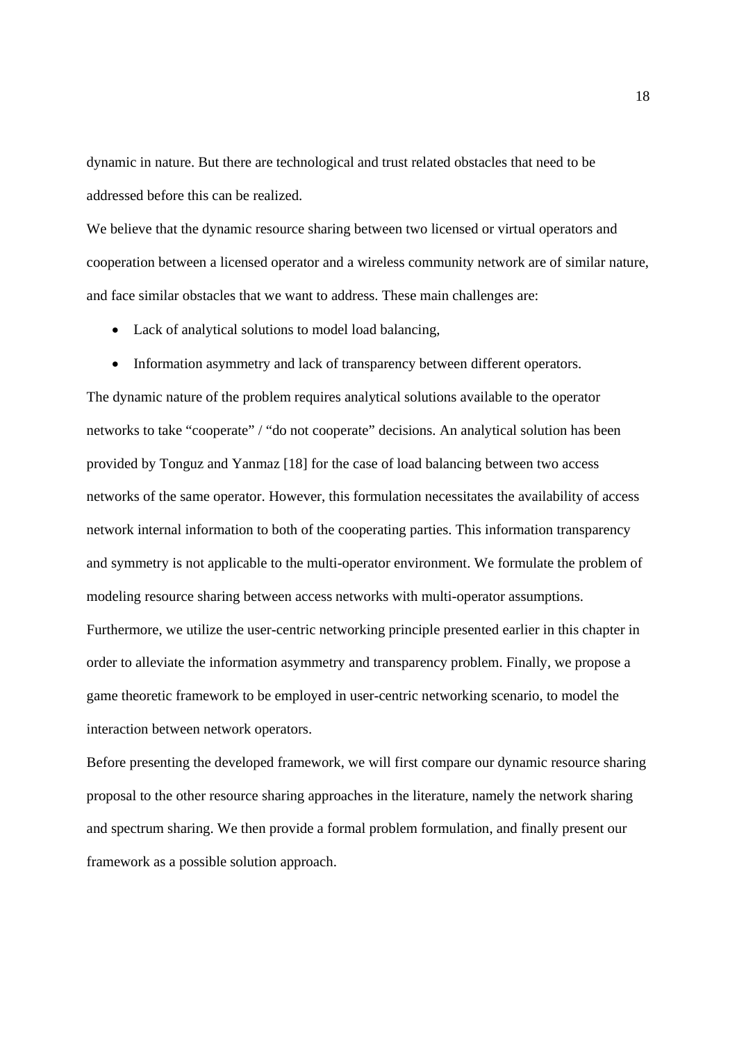dynamic in nature. But there are technological and trust related obstacles that need to be addressed before this can be realized.

We believe that the dynamic resource sharing between two licensed or virtual operators and cooperation between a licensed operator and a wireless community network are of similar nature, and face similar obstacles that we want to address. These main challenges are:

- Lack of analytical solutions to model load balancing,
- Information asymmetry and lack of transparency between different operators.

The dynamic nature of the problem requires analytical solutions available to the operator networks to take "cooperate" / "do not cooperate" decisions. An analytical solution has been provided by Tonguz and Yanmaz [18] for the case of load balancing between two access networks of the same operator. However, this formulation necessitates the availability of access network internal information to both of the cooperating parties. This information transparency and symmetry is not applicable to the multi-operator environment. We formulate the problem of modeling resource sharing between access networks with multi-operator assumptions. Furthermore, we utilize the user-centric networking principle presented earlier in this chapter in order to alleviate the information asymmetry and transparency problem. Finally, we propose a game theoretic framework to be employed in user-centric networking scenario, to model the interaction between network operators.

Before presenting the developed framework, we will first compare our dynamic resource sharing proposal to the other resource sharing approaches in the literature, namely the network sharing and spectrum sharing. We then provide a formal problem formulation, and finally present our framework as a possible solution approach.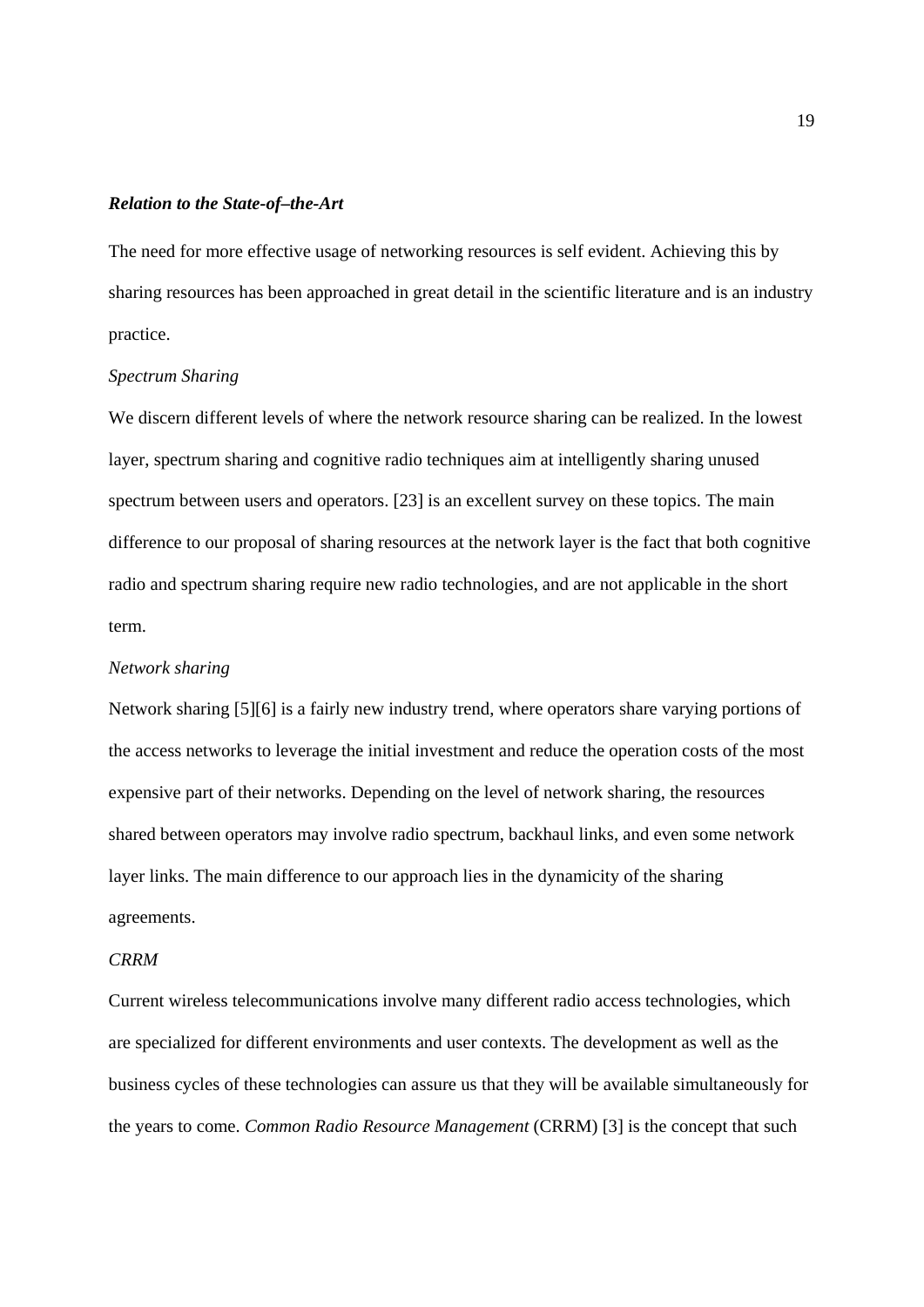### *Relation to the State-of–the-Art*

The need for more effective usage of networking resources is self evident. Achieving this by sharing resources has been approached in great detail in the scientific literature and is an industry practice.

*Spectrum Sharing*

We discern different levels of where the network resource sharing can be realized. In the lowest layer, spectrum sharing and cognitive radio techniques aim at intelligently sharing unused spectrum between users and operators. [23] is an excellent survey on these topics. The main difference to our proposal of sharing resources at the network layer is the fact that both cognitive radio and spectrum sharing require new radio technologies, and are not applicable in the short term.

*Network sharing*

Network sharing [5][6] is a fairly new industry trend, where operators share varying portions of the access networks to leverage the initial investment and reduce the operation costs of the most expensive part of their networks. Depending on the level of network sharing, the resources shared between operators may involve radio spectrum, backhaul links, and even some network layer links. The main difference to our approach lies in the dynamicity of the sharing agreements.

*CRRM*

Current wireless telecommunications involve many different radio access technologies, which are specialized for different environments and user contexts. The development as well as the business cycles of these technologies can assure us that they will be available simultaneously for the years to come. *Common Radio Resource Management* (CRRM) [3] is the concept that such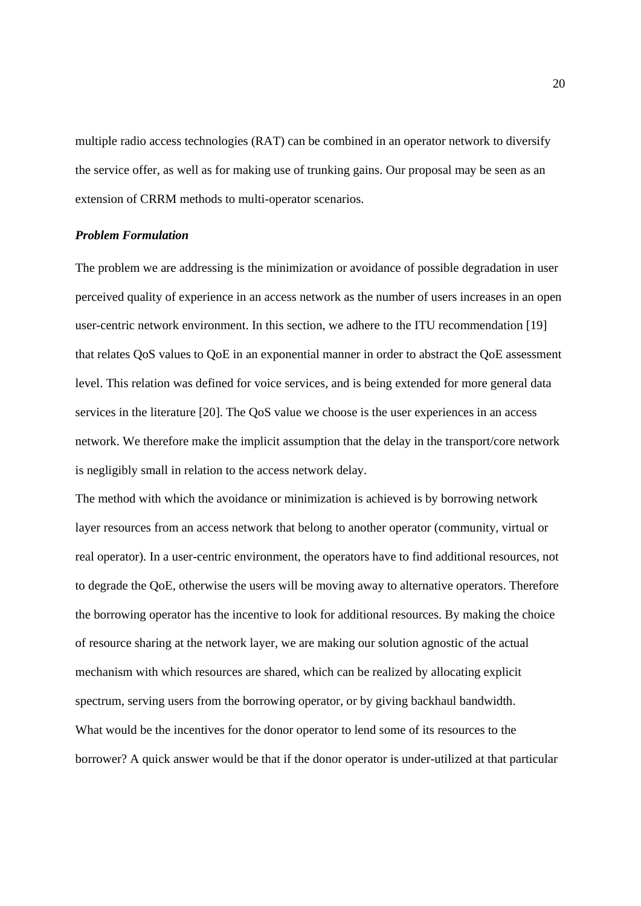multiple radio access technologies (RAT) can be combined in an operator network to diversify the service offer, as well as for making use of trunking gains. Our proposal may be seen as an extension of CRRM methods to multi-operator scenarios.

### ***Problem Formulation***

The problem we are addressing is the minimization or avoidance of possible degradation in user perceived quality of experience in an access network as the number of users increases in an open user-centric network environment. In this section, we adhere to the ITU recommendation [19] that relates QoS values to QoE in an exponential manner in order to abstract the QoE assessment level. This relation was defined for voice services, and is being extended for more general data services in the literature [20]. The QoS value we choose is the user experiences in an access network. We therefore make the implicit assumption that the delay in the transport/core network is negligibly small in relation to the access network delay.

The method with which the avoidance or minimization is achieved is by borrowing network layer resources from an access network that belong to another operator (community, virtual or real operator). In a user-centric environment, the operators have to find additional resources, not to degrade the QoE, otherwise the users will be moving away to alternative operators. Therefore the borrowing operator has the incentive to look for additional resources. By making the choice of resource sharing at the network layer, we are making our solution agnostic of the actual mechanism with which resources are shared, which can be realized by allocating explicit spectrum, serving users from the borrowing operator, or by giving backhaul bandwidth.

What would be the incentives for the donor operator to lend some of its resources to the borrower? A quick answer would be that if the donor operator is under-utilized at that particular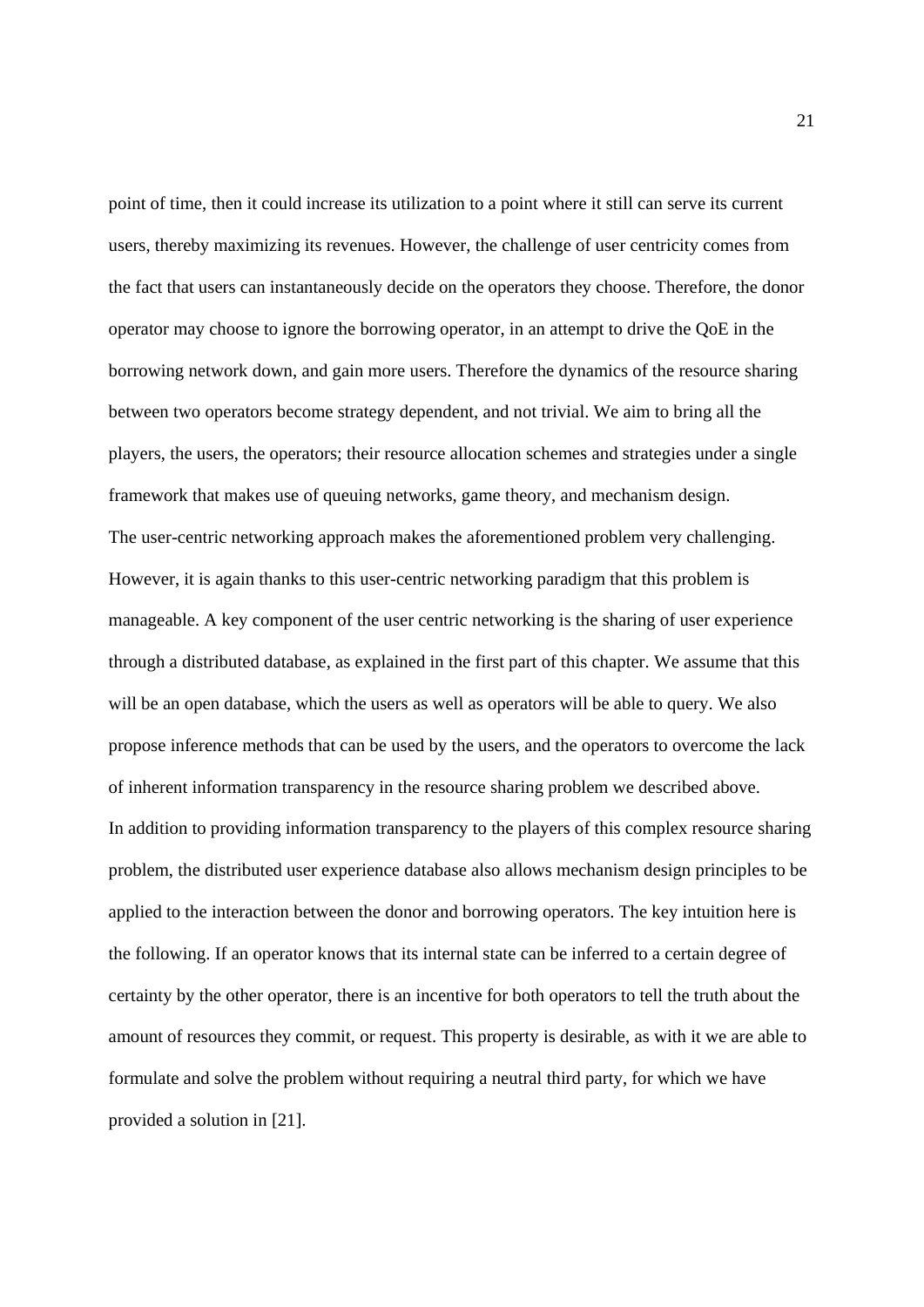point of time, then it could increase its utilization to a point where it still can serve its current users, thereby maximizing its revenues. However, the challenge of user centricity comes from the fact that users can instantaneously decide on the operators they choose. Therefore, the donor operator may choose to ignore the borrowing operator, in an attempt to drive the QoE in the borrowing network down, and gain more users. Therefore the dynamics of the resource sharing between two operators become strategy dependent, and not trivial. We aim to bring all the players, the users, the operators; their resource allocation schemes and strategies under a single framework that makes use of queuing networks, game theory, and mechanism design.

The user-centric networking approach makes the aforementioned problem very challenging. However, it is again thanks to this user-centric networking paradigm that this problem is manageable. A key component of the user centric networking is the sharing of user experience through a distributed database, as explained in the first part of this chapter. We assume that this will be an open database, which the users as well as operators will be able to query. We also propose inference methods that can be used by the users, and the operators to overcome the lack of inherent information transparency in the resource sharing problem we described above.

In addition to providing information transparency to the players of this complex resource sharing problem, the distributed user experience database also allows mechanism design principles to be applied to the interaction between the donor and borrowing operators. The key intuition here is the following. If an operator knows that its internal state can be inferred to a certain degree of certainty by the other operator, there is an incentive for both operators to tell the truth about the amount of resources they commit, or request. This property is desirable, as with it we are able to formulate and solve the problem without requiring a neutral third party, for which we have provided a solution in [21].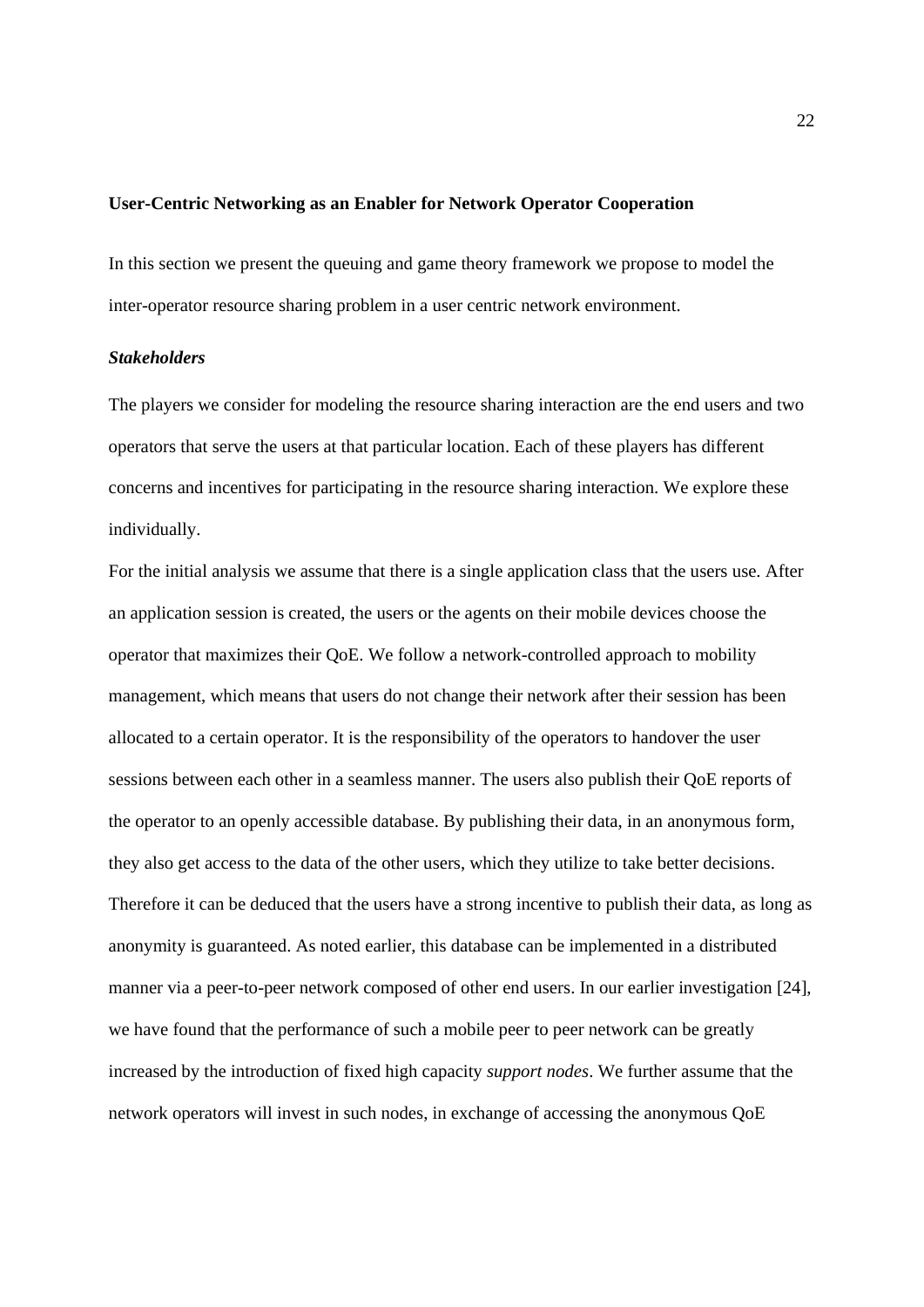**User-Centric Networking as an Enabler for Network Operator Cooperation**

In this section we present the queuing and game theory framework we propose to model the inter-operator resource sharing problem in a user centric network environment.

***Stakeholders***

The players we consider for modeling the resource sharing interaction are the end users and two operators that serve the users at that particular location. Each of these players has different concerns and incentives for participating in the resource sharing interaction. We explore these individually.

For the initial analysis we assume that there is a single application class that the users use. After an application session is created, the users or the agents on their mobile devices choose the operator that maximizes their QoE. We follow a network-controlled approach to mobility management, which means that users do not change their network after their session has been allocated to a certain operator. It is the responsibility of the operators to handover the user sessions between each other in a seamless manner. The users also publish their QoE reports of the operator to an openly accessible database. By publishing their data, in an anonymous form, they also get access to the data of the other users, which they utilize to take better decisions. Therefore it can be deduced that the users have a strong incentive to publish their data, as long as anonymity is guaranteed. As noted earlier, this database can be implemented in a distributed manner via a peer-to-peer network composed of other end users. In our earlier investigation [24], we have found that the performance of such a mobile peer to peer network can be greatly increased by the introduction of fixed high capacity *support nodes*. We further assume that the network operators will invest in such nodes, in exchange of accessing the anonymous QoE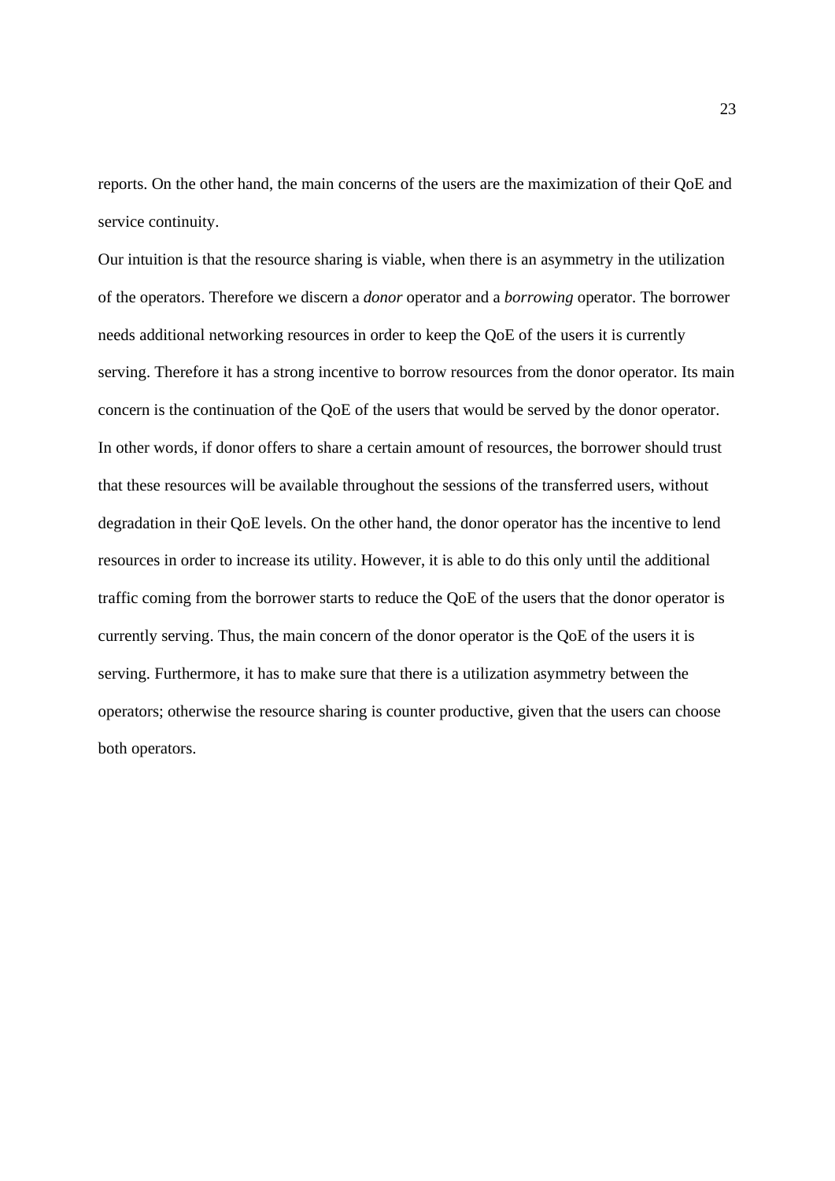reports. On the other hand, the main concerns of the users are the maximization of their QoE and service continuity.

Our intuition is that the resource sharing is viable, when there is an asymmetry in the utilization of the operators. Therefore we discern a *donor* operator and a *borrowing* operator. The borrower needs additional networking resources in order to keep the QoE of the users it is currently serving. Therefore it has a strong incentive to borrow resources from the donor operator. Its main concern is the continuation of the QoE of the users that would be served by the donor operator. In other words, if donor offers to share a certain amount of resources, the borrower should trust that these resources will be available throughout the sessions of the transferred users, without degradation in their QoE levels. On the other hand, the donor operator has the incentive to lend resources in order to increase its utility. However, it is able to do this only until the additional traffic coming from the borrower starts to reduce the QoE of the users that the donor operator is currently serving. Thus, the main concern of the donor operator is the QoE of the users it is serving. Furthermore, it has to make sure that there is a utilization asymmetry between the operators; otherwise the resource sharing is counter productive, given that the users can choose both operators.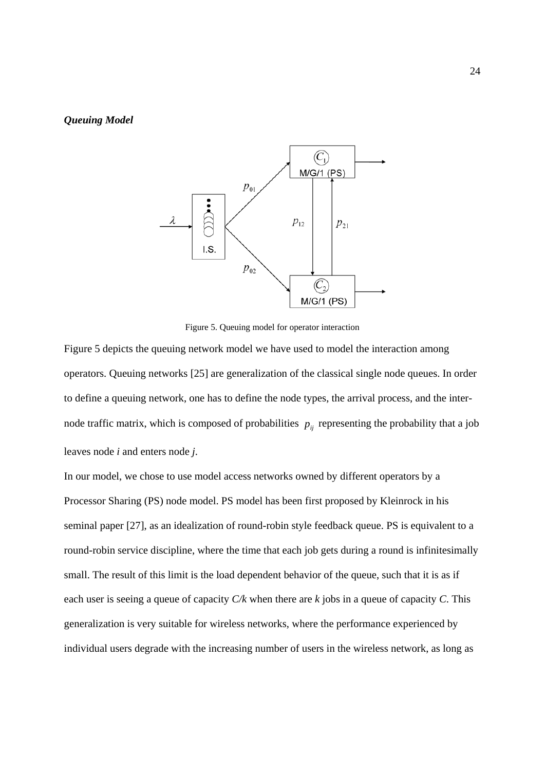***Queuing Model***

Figure 5. Queuing model for operator interaction

Figure 5 depicts the queuing network model we have used to model the interaction among operators. Queuing networks [25] are generalization of the classical single node queues. In order to define a queuing network, one has to define the node types, the arrival process, and the inter-node traffic matrix, which is composed of probabilities $p_{ij}$ representing the probability that a job leaves node *i* and enters node *j*.

In our model, we chose to use model access networks owned by different operators by a Processor Sharing (PS) node model. PS model has been first proposed by Kleinrock in his seminal paper [27], as an idealization of round-robin style feedback queue. PS is equivalent to a round-robin service discipline, where the time that each job gets during a round is infinitesimally small. The result of this limit is the load dependent behavior of the queue, such that it is as if each user is seeing a queue of capacity *C/k* when there are *k* jobs in a queue of capacity *C*. This generalization is very suitable for wireless networks, where the performance experienced by individual users degrade with the increasing number of users in the wireless network, as long as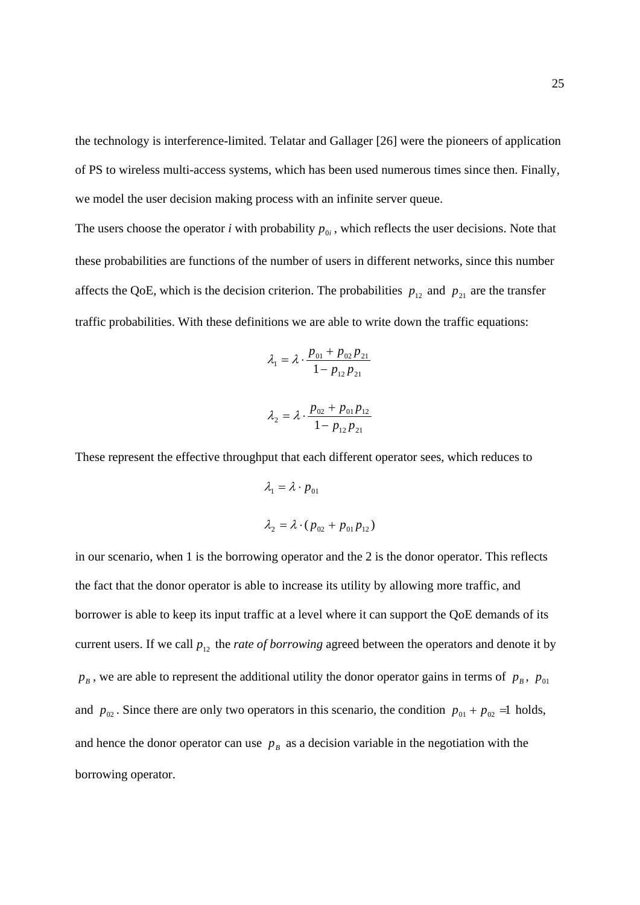the technology is interference-limited. Telatar and Gallager [26] were the pioneers of application of PS to wireless multi-access systems, which has been used numerous times since then. Finally, we model the user decision making process with an infinite server queue.

The users choose the operator *i* with probability $p_{0i}$, which reflects the user decisions. Note that these probabilities are functions of the number of users in different networks, since this number affects the QoE, which is the decision criterion. The probabilities $p_{12}$ and $p_{21}$ are the transfer traffic probabilities. With these definitions we are able to write down the traffic equations:

$$\lambda_1 = \lambda \cdot \frac{p_{01} + p_{02} p_{21}}{1 - p_{12} p_{21}}$$

$$\lambda_2 = \lambda \cdot \frac{p_{02} + p_{01} p_{12}}{1 - p_{12} p_{21}}$$

These represent the effective throughput that each different operator sees, which reduces to

$$\lambda_1 = \lambda \cdot p_{01}$$

$$\lambda_2 = \lambda \cdot (p_{02} + p_{01} p_{12})$$

in our scenario, when 1 is the borrowing operator and the 2 is the donor operator. This reflects the fact that the donor operator is able to increase its utility by allowing more traffic, and borrower is able to keep its input traffic at a level where it can support the QoE demands of its current users. If we call $p_{12}$ the *rate of borrowing* agreed between the operators and denote it by $p_B$, we are able to represent the additional utility the donor operator gains in terms of $p_B$, $p_{01}$ and $p_{02}$. Since there are only two operators in this scenario, the condition $p_{01} + p_{02} = 1$ holds, and hence the donor operator can use $p_B$ as a decision variable in the negotiation with the borrowing operator.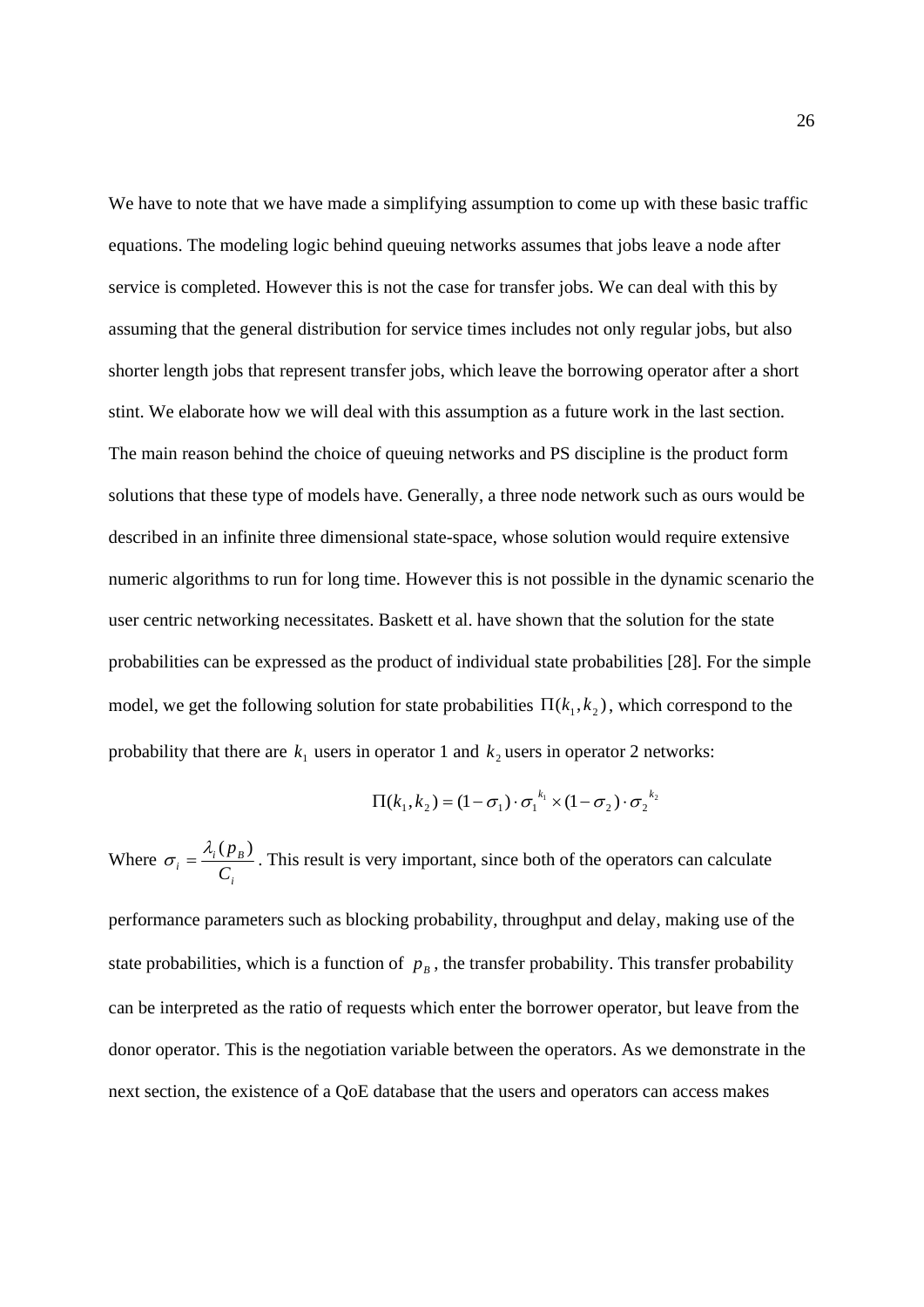We have to note that we have made a simplifying assumption to come up with these basic traffic equations. The modeling logic behind queuing networks assumes that jobs leave a node after service is completed. However this is not the case for transfer jobs. We can deal with this by assuming that the general distribution for service times includes not only regular jobs, but also shorter length jobs that represent transfer jobs, which leave the borrowing operator after a short stint. We elaborate how we will deal with this assumption as a future work in the last section. The main reason behind the choice of queuing networks and PS discipline is the product form solutions that these type of models have. Generally, a three node network such as ours would be described in an infinite three dimensional state-space, whose solution would require extensive numeric algorithms to run for long time. However this is not possible in the dynamic scenario the user centric networking necessitates. Baskett et al. have shown that the solution for the state probabilities can be expressed as the product of individual state probabilities [28]. For the simple model, we get the following solution for state probabilities $\Pi(k_1, k_2)$, which correspond to the probability that there are $k_1$ users in operator 1 and $k_2$ users in operator 2 networks:

$$\Pi(k_1, k_2) = (1 - \sigma_1) \cdot \sigma_1^{\,k_1} \times (1 - \sigma_2) \cdot \sigma_2^{\,k_2}$$

Where $\sigma_i = \dfrac{\lambda_i(p_B)}{C_i}$. This result is very important, since both of the operators can calculate performance parameters such as blocking probability, throughput and delay, making use of the state probabilities, which is a function of $p_B$, the transfer probability. This transfer probability can be interpreted as the ratio of requests which enter the borrower operator, but leave from the donor operator. This is the negotiation variable between the operators. As we demonstrate in the next section, the existence of a QoE database that the users and operators can access makes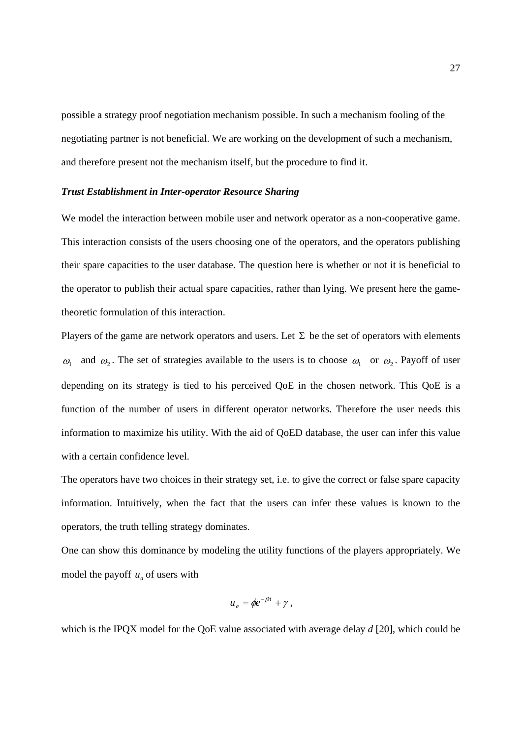possible a strategy proof negotiation mechanism possible. In such a mechanism fooling of the negotiating partner is not beneficial. We are working on the development of such a mechanism, and therefore present not the mechanism itself, but the procedure to find it.

***Trust Establishment in Inter-operator Resource Sharing***

We model the interaction between mobile user and network operator as a non-cooperative game. This interaction consists of the users choosing one of the operators, and the operators publishing their spare capacities to the user database. The question here is whether or not it is beneficial to the operator to publish their actual spare capacities, rather than lying. We present here the game-theoretic formulation of this interaction.

Players of the game are network operators and users. Let $\Sigma$ be the set of operators with elements $\omega_1$ and $\omega_2$. The set of strategies available to the users is to choose $\omega_1$ or $\omega_2$. Payoff of user depending on its strategy is tied to his perceived QoE in the chosen network. This QoE is a function of the number of users in different operator networks. Therefore the user needs this information to maximize his utility. With the aid of QoED database, the user can infer this value with a certain confidence level.

The operators have two choices in their strategy set, i.e. to give the correct or false spare capacity information. Intuitively, when the fact that the users can infer these values is known to the operators, the truth telling strategy dominates.

One can show this dominance by modeling the utility functions of the players appropriately. We model the payoff $u_a$ of users with

$$u_a = \phi e^{-\beta d} + \gamma ,$$

which is the IPQX model for the QoE value associated with average delay *d* [20], which could be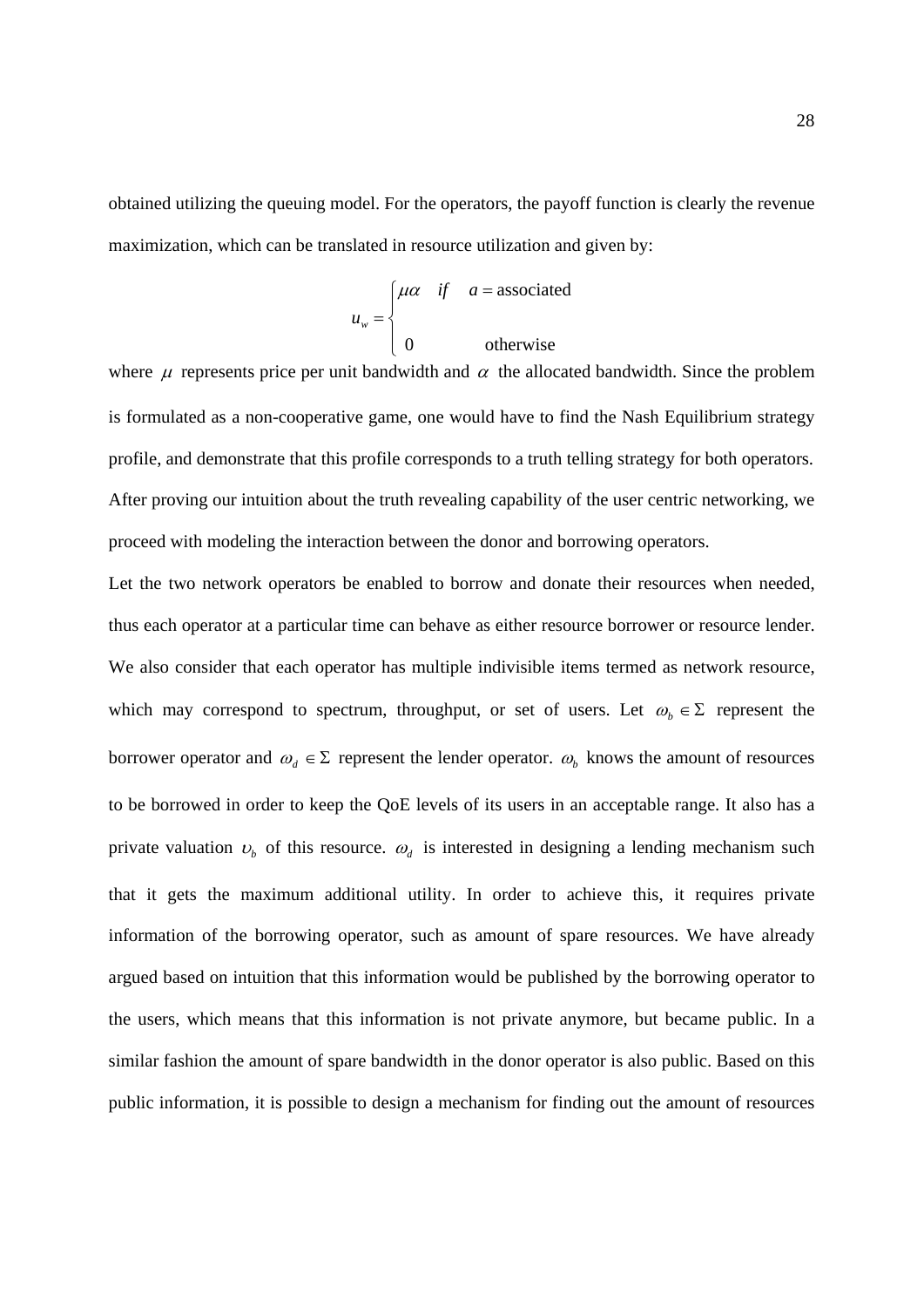obtained utilizing the queuing model. For the operators, the payoff function is clearly the revenue maximization, which can be translated in resource utilization and given by:

$$u_w = \begin{cases} \mu\alpha \quad if \quad a = \text{associated} \\ \\ 0 \qquad\qquad \text{otherwise} \end{cases}$$

where $\mu$ represents price per unit bandwidth and $\alpha$ the allocated bandwidth. Since the problem is formulated as a non-cooperative game, one would have to find the Nash Equilibrium strategy profile, and demonstrate that this profile corresponds to a truth telling strategy for both operators. After proving our intuition about the truth revealing capability of the user centric networking, we proceed with modeling the interaction between the donor and borrowing operators.

Let the two network operators be enabled to borrow and donate their resources when needed, thus each operator at a particular time can behave as either resource borrower or resource lender. We also consider that each operator has multiple indivisible items termed as network resource, which may correspond to spectrum, throughput, or set of users. Let $\omega_b \in \Sigma$ represent the borrower operator and $\omega_d \in \Sigma$ represent the lender operator. $\omega_b$ knows the amount of resources to be borrowed in order to keep the QoE levels of its users in an acceptable range. It also has a private valuation $\upsilon_b$ of this resource. $\omega_d$ is interested in designing a lending mechanism such that it gets the maximum additional utility. In order to achieve this, it requires private information of the borrowing operator, such as amount of spare resources. We have already argued based on intuition that this information would be published by the borrowing operator to the users, which means that this information is not private anymore, but became public. In a similar fashion the amount of spare bandwidth in the donor operator is also public. Based on this public information, it is possible to design a mechanism for finding out the amount of resources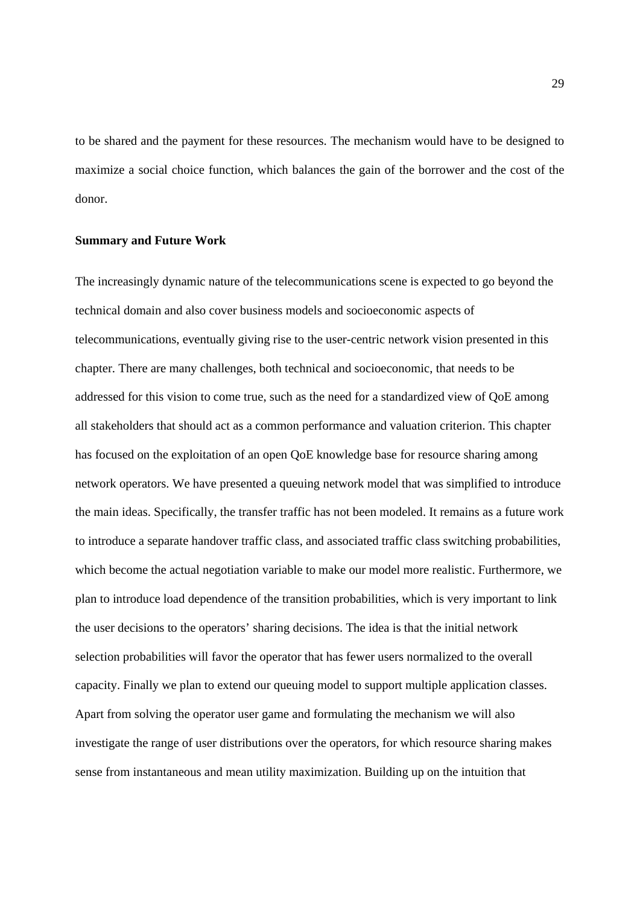to be shared and the payment for these resources. The mechanism would have to be designed to maximize a social choice function, which balances the gain of the borrower and the cost of the donor.

**Summary and Future Work**

The increasingly dynamic nature of the telecommunications scene is expected to go beyond the technical domain and also cover business models and socioeconomic aspects of telecommunications, eventually giving rise to the user-centric network vision presented in this chapter. There are many challenges, both technical and socioeconomic, that needs to be addressed for this vision to come true, such as the need for a standardized view of QoE among all stakeholders that should act as a common performance and valuation criterion. This chapter has focused on the exploitation of an open QoE knowledge base for resource sharing among network operators. We have presented a queuing network model that was simplified to introduce the main ideas. Specifically, the transfer traffic has not been modeled. It remains as a future work to introduce a separate handover traffic class, and associated traffic class switching probabilities, which become the actual negotiation variable to make our model more realistic. Furthermore, we plan to introduce load dependence of the transition probabilities, which is very important to link the user decisions to the operators' sharing decisions. The idea is that the initial network selection probabilities will favor the operator that has fewer users normalized to the overall capacity. Finally we plan to extend our queuing model to support multiple application classes. Apart from solving the operator user game and formulating the mechanism we will also investigate the range of user distributions over the operators, for which resource sharing makes sense from instantaneous and mean utility maximization. Building up on the intuition that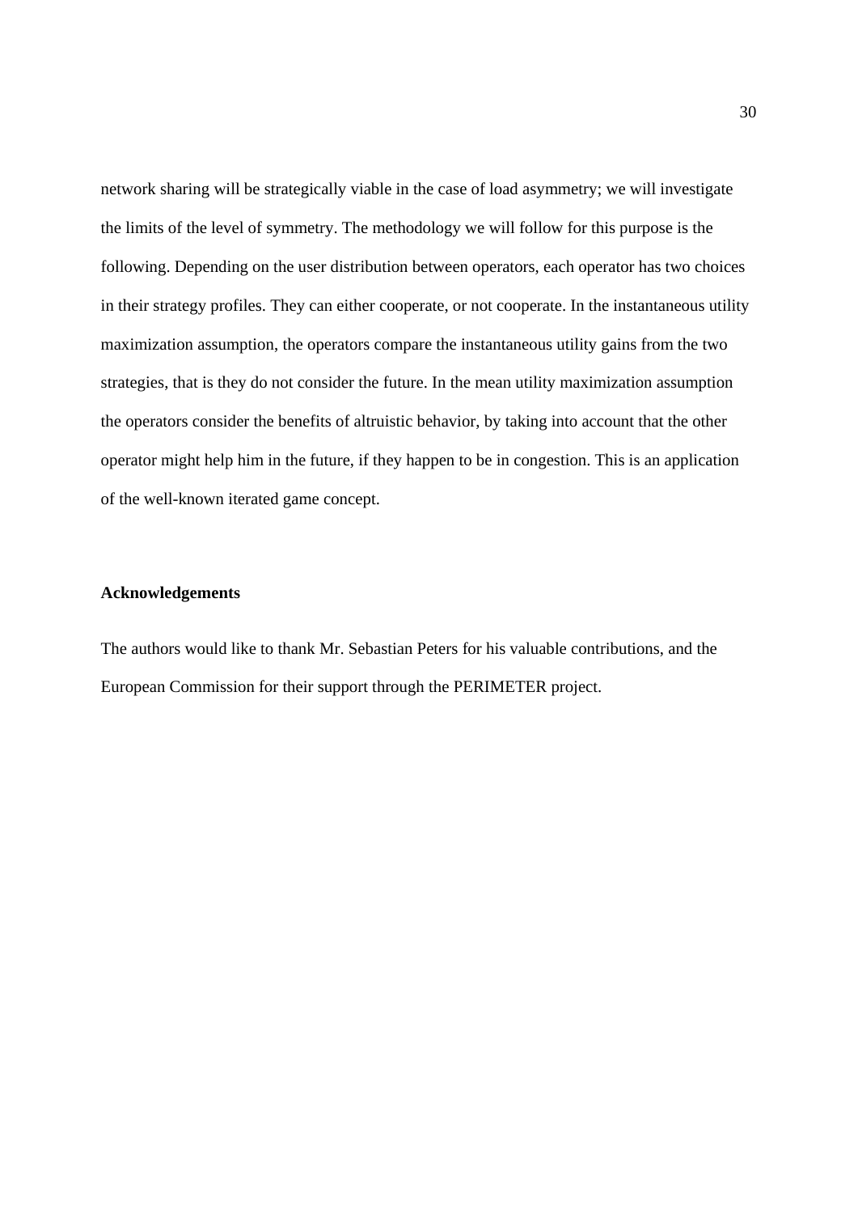network sharing will be strategically viable in the case of load asymmetry; we will investigate the limits of the level of symmetry. The methodology we will follow for this purpose is the following. Depending on the user distribution between operators, each operator has two choices in their strategy profiles. They can either cooperate, or not cooperate. In the instantaneous utility maximization assumption, the operators compare the instantaneous utility gains from the two strategies, that is they do not consider the future. In the mean utility maximization assumption the operators consider the benefits of altruistic behavior, by taking into account that the other operator might help him in the future, if they happen to be in congestion. This is an application of the well-known iterated game concept.

## Acknowledgements

The authors would like to thank Mr. Sebastian Peters for his valuable contributions, and the European Commission for their support through the PERIMETER project.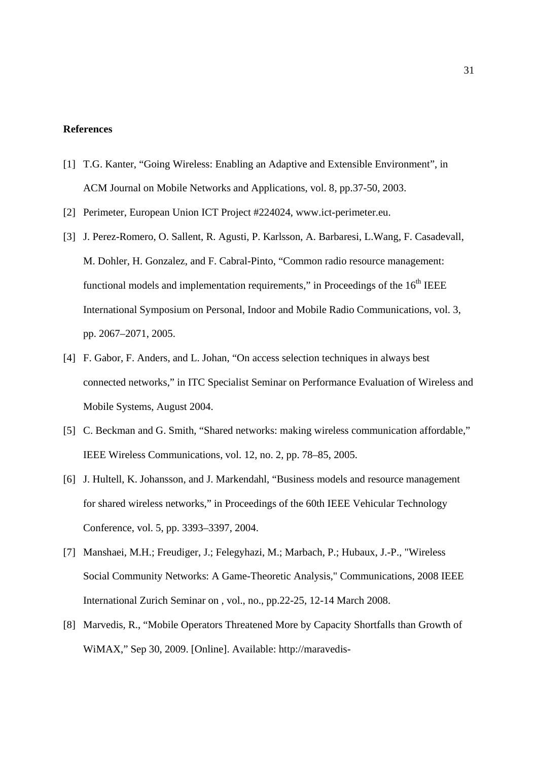**References**

[1] T.G. Kanter, "Going Wireless: Enabling an Adaptive and Extensible Environment", in ACM Journal on Mobile Networks and Applications, vol. 8, pp.37-50, 2003.

[2] Perimeter, European Union ICT Project #224024, www.ict-perimeter.eu.

[3] J. Perez-Romero, O. Sallent, R. Agusti, P. Karlsson, A. Barbaresi, L.Wang, F. Casadevall, M. Dohler, H. Gonzalez, and F. Cabral-Pinto, "Common radio resource management: functional models and implementation requirements," in Proceedings of the 16th IEEE International Symposium on Personal, Indoor and Mobile Radio Communications, vol. 3, pp. 2067–2071, 2005.

[4] F. Gabor, F. Anders, and L. Johan, "On access selection techniques in always best connected networks," in ITC Specialist Seminar on Performance Evaluation of Wireless and Mobile Systems, August 2004.

[5] C. Beckman and G. Smith, "Shared networks: making wireless communication affordable," IEEE Wireless Communications, vol. 12, no. 2, pp. 78–85, 2005.

[6] J. Hultell, K. Johansson, and J. Markendahl, "Business models and resource management for shared wireless networks," in Proceedings of the 60th IEEE Vehicular Technology Conference, vol. 5, pp. 3393–3397, 2004.

[7] Manshaei, M.H.; Freudiger, J.; Felegyhazi, M.; Marbach, P.; Hubaux, J.-P., "Wireless Social Community Networks: A Game-Theoretic Analysis," Communications, 2008 IEEE International Zurich Seminar on , vol., no., pp.22-25, 12-14 March 2008.

[8] Marvedis, R., "Mobile Operators Threatened More by Capacity Shortfalls than Growth of WiMAX," Sep 30, 2009. [Online]. Available: http://maravedis-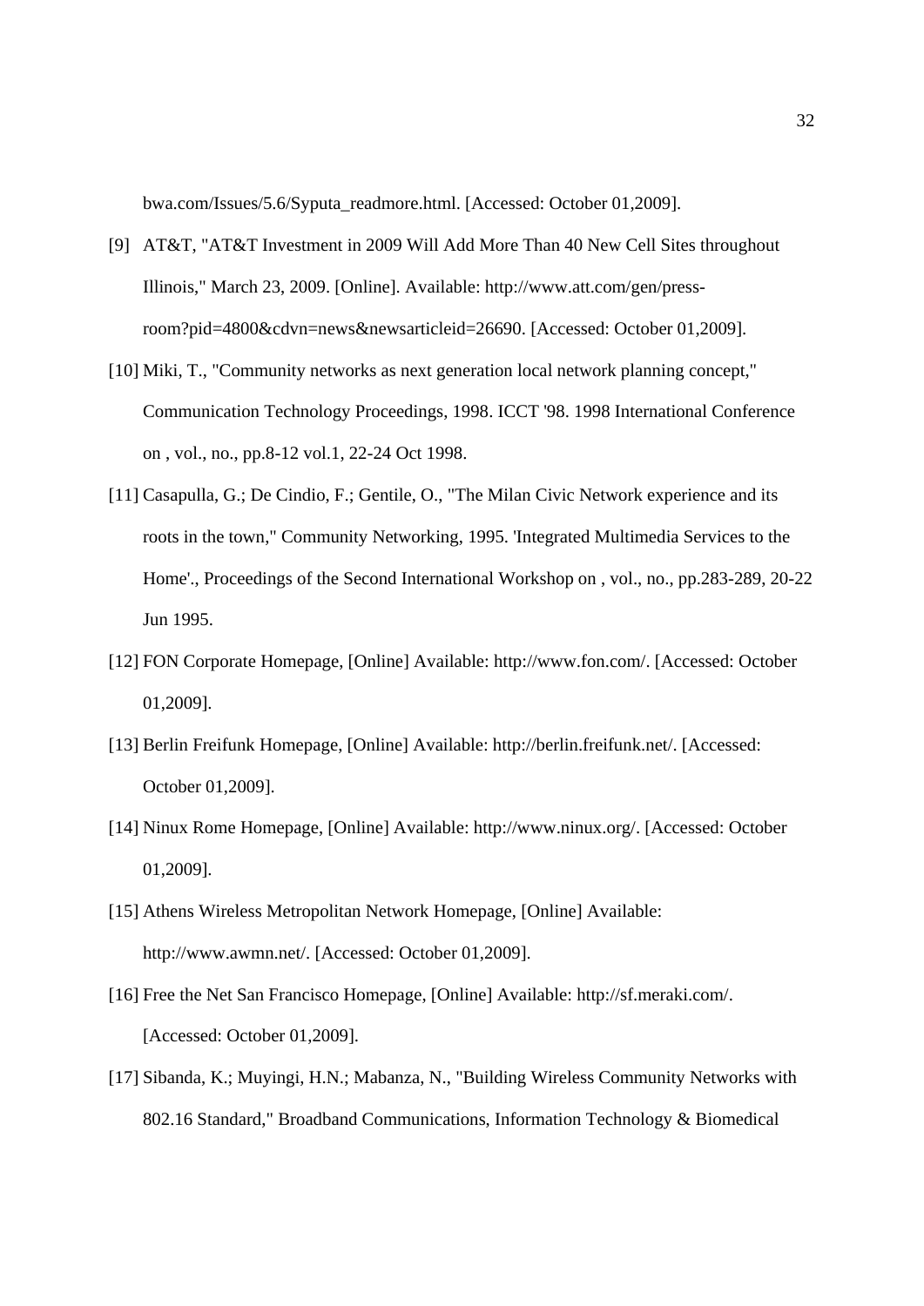bwa.com/Issues/5.6/Syputa_readmore.html. [Accessed: October 01,2009].

[9] AT&T, "AT&T Investment in 2009 Will Add More Than 40 New Cell Sites throughout Illinois," March 23, 2009. [Online]. Available: http://www.att.com/gen/press-room?pid=4800&cdvn=news&newsarticleid=26690. [Accessed: October 01,2009].

[10] Miki, T., "Community networks as next generation local network planning concept," Communication Technology Proceedings, 1998. ICCT '98. 1998 International Conference on , vol., no., pp.8-12 vol.1, 22-24 Oct 1998.

[11] Casapulla, G.; De Cindio, F.; Gentile, O., "The Milan Civic Network experience and its roots in the town," Community Networking, 1995. 'Integrated Multimedia Services to the Home'., Proceedings of the Second International Workshop on , vol., no., pp.283-289, 20-22 Jun 1995.

[12] FON Corporate Homepage, [Online] Available: http://www.fon.com/. [Accessed: October 01,2009].

[13] Berlin Freifunk Homepage, [Online] Available: http://berlin.freifunk.net/. [Accessed: October 01,2009].

[14] Ninux Rome Homepage, [Online] Available: http://www.ninux.org/. [Accessed: October 01,2009].

[15] Athens Wireless Metropolitan Network Homepage, [Online] Available: http://www.awmn.net/. [Accessed: October 01,2009].

[16] Free the Net San Francisco Homepage, [Online] Available: http://sf.meraki.com/. [Accessed: October 01,2009].

[17] Sibanda, K.; Muyingi, H.N.; Mabanza, N., "Building Wireless Community Networks with 802.16 Standard," Broadband Communications, Information Technology & Biomedical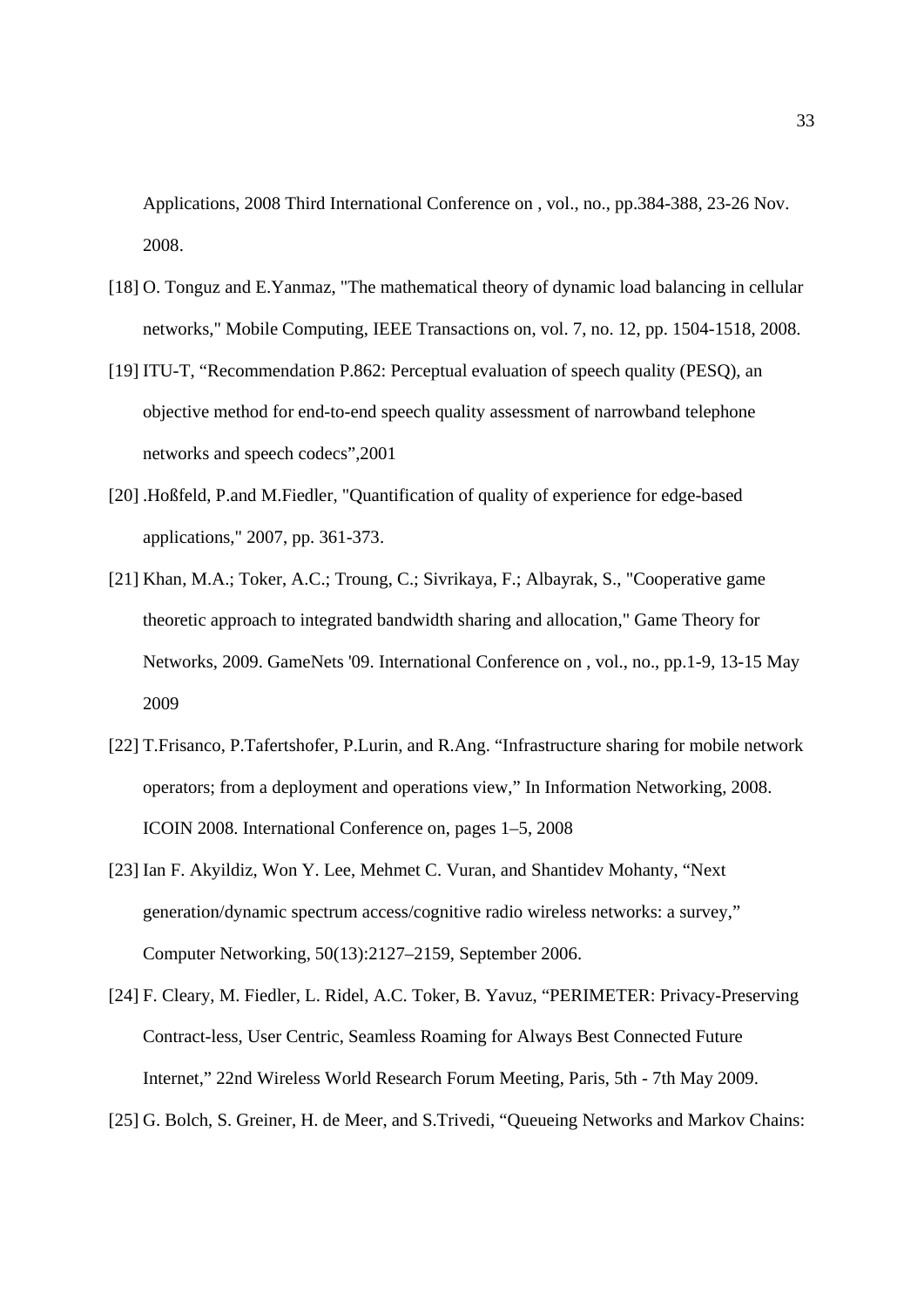Applications, 2008 Third International Conference on , vol., no., pp.384-388, 23-26 Nov. 2008.

[18] O. Tonguz and E.Yanmaz, "The mathematical theory of dynamic load balancing in cellular networks," Mobile Computing, IEEE Transactions on, vol. 7, no. 12, pp. 1504-1518, 2008.

[19] ITU-T, “Recommendation P.862: Perceptual evaluation of speech quality (PESQ), an objective method for end-to-end speech quality assessment of narrowband telephone networks and speech codecs”,2001

[20] .Hoßfeld, P.and M.Fiedler, "Quantification of quality of experience for edge-based applications," 2007, pp. 361-373.

[21] Khan, M.A.; Toker, A.C.; Troung, C.; Sivrikaya, F.; Albayrak, S., "Cooperative game theoretic approach to integrated bandwidth sharing and allocation," Game Theory for Networks, 2009. GameNets '09. International Conference on , vol., no., pp.1-9, 13-15 May 2009

[22] T.Frisanco, P.Tafertshofer, P.Lurin, and R.Ang. “Infrastructure sharing for mobile network operators; from a deployment and operations view,” In Information Networking, 2008. ICOIN 2008. International Conference on, pages 1–5, 2008

[23] Ian F. Akyildiz, Won Y. Lee, Mehmet C. Vuran, and Shantidev Mohanty, “Next generation/dynamic spectrum access/cognitive radio wireless networks: a survey,” Computer Networking, 50(13):2127–2159, September 2006.

[24] F. Cleary, M. Fiedler, L. Ridel, A.C. Toker, B. Yavuz, “PERIMETER: Privacy-Preserving Contract-less, User Centric, Seamless Roaming for Always Best Connected Future Internet,” 22nd Wireless World Research Forum Meeting, Paris, 5th - 7th May 2009.

[25] G. Bolch, S. Greiner, H. de Meer, and S.Trivedi, “Queueing Networks and Markov Chains: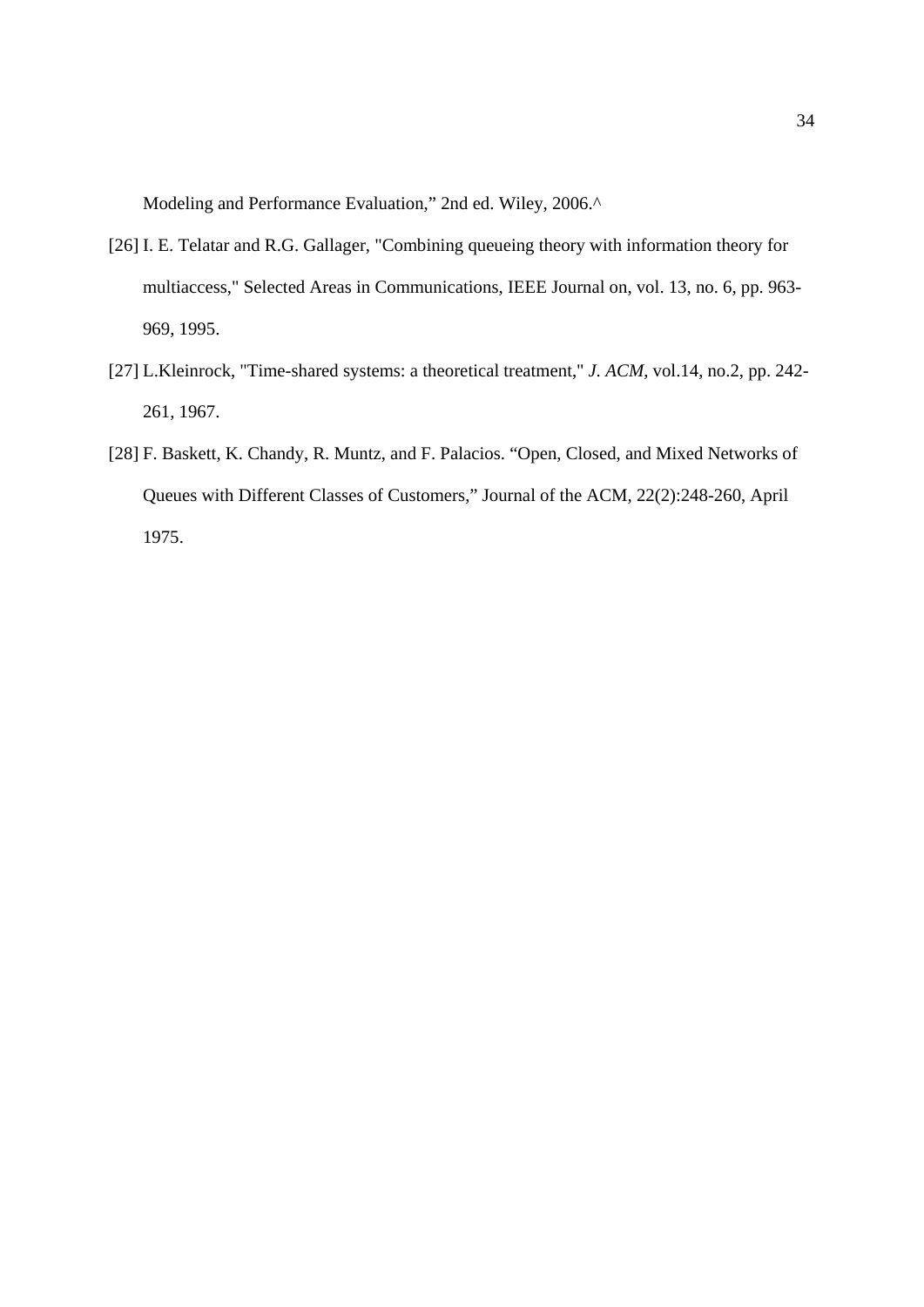Modeling and Performance Evaluation," 2nd ed. Wiley, 2006.^

[26] I. E. Telatar and R.G. Gallager, "Combining queueing theory with information theory for multiaccess," Selected Areas in Communications, IEEE Journal on, vol. 13, no. 6, pp. 963-969, 1995.

[27] L.Kleinrock, "Time-shared systems: a theoretical treatment," *J. ACM*, vol.14, no.2, pp. 242-261, 1967.

[28] F. Baskett, K. Chandy, R. Muntz, and F. Palacios. "Open, Closed, and Mixed Networks of Queues with Different Classes of Customers," Journal of the ACM, 22(2):248-260, April 1975.